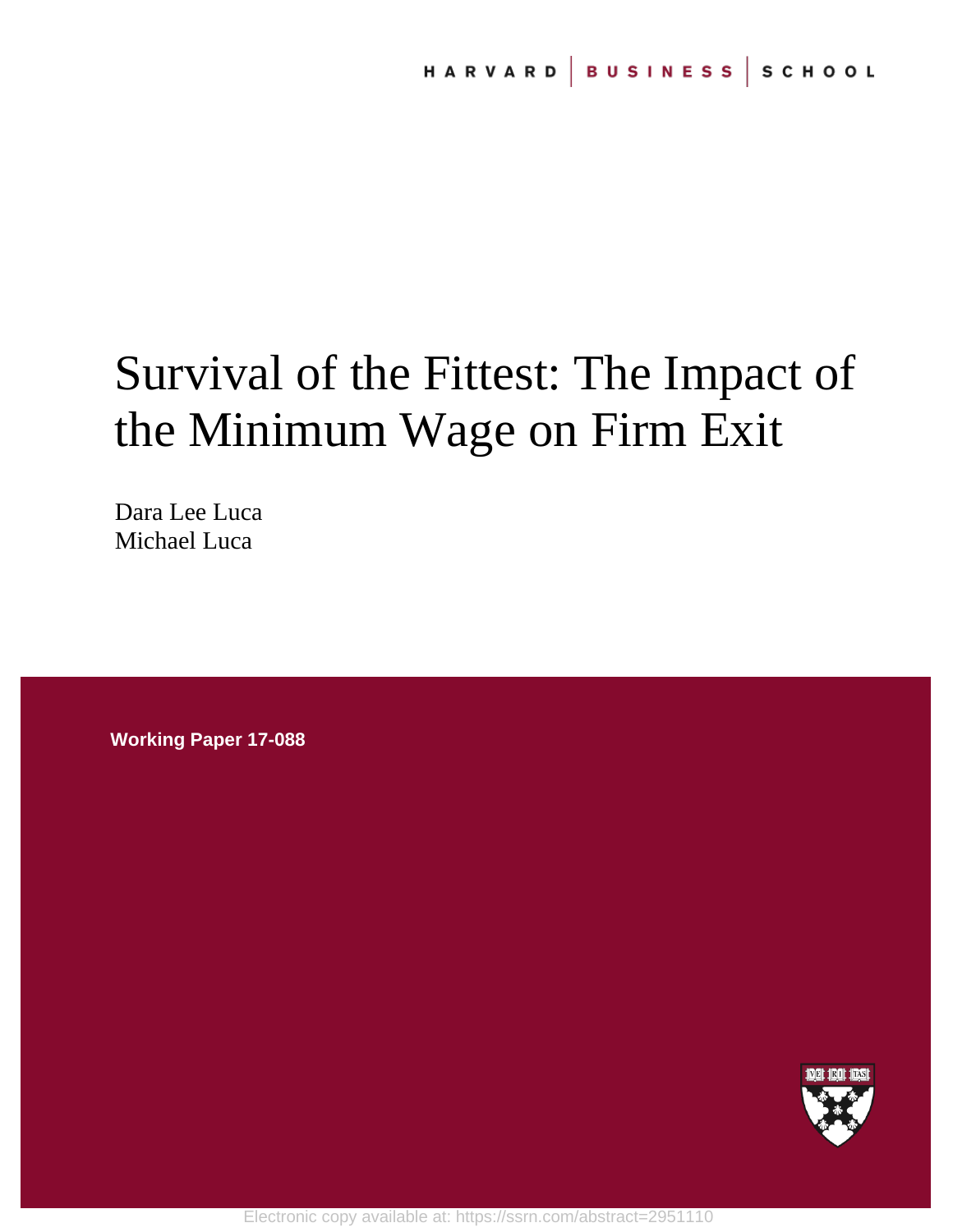HARVARD | BUSINESS | SCHOOL

# Survival of the Fittest: The Impact of the Minimum Wage on Firm Exit

Dara Lee Luca
Michael Luca

**Working Paper 17-088**

Electronic copy available at: https://ssrn.com/abstract=2951110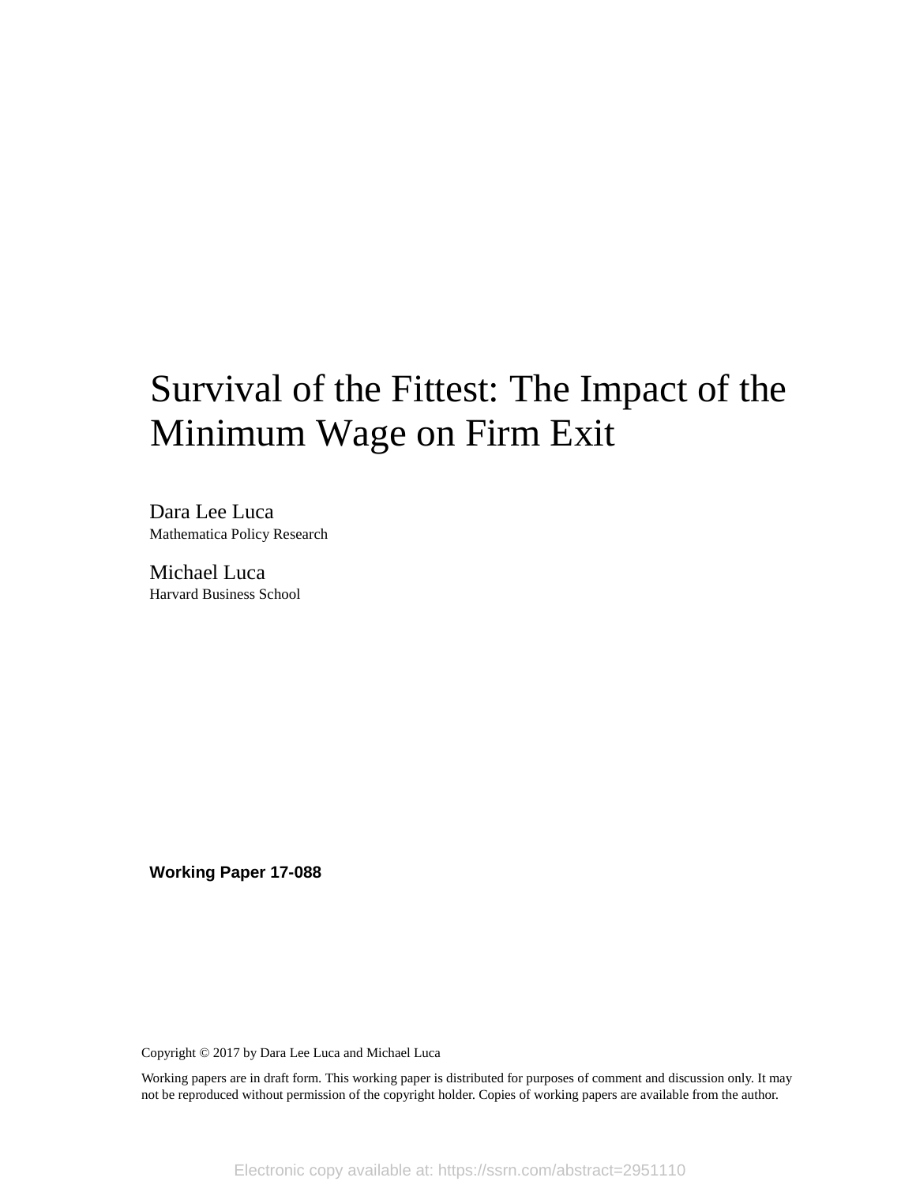# Survival of the Fittest: The Impact of the Minimum Wage on Firm Exit

Dara Lee Luca
Mathematica Policy Research

Michael Luca
Harvard Business School

**Working Paper 17-088**

Copyright © 2017 by Dara Lee Luca and Michael Luca

Working papers are in draft form. This working paper is distributed for purposes of comment and discussion only. It may not be reproduced without permission of the copyright holder. Copies of working papers are available from the author.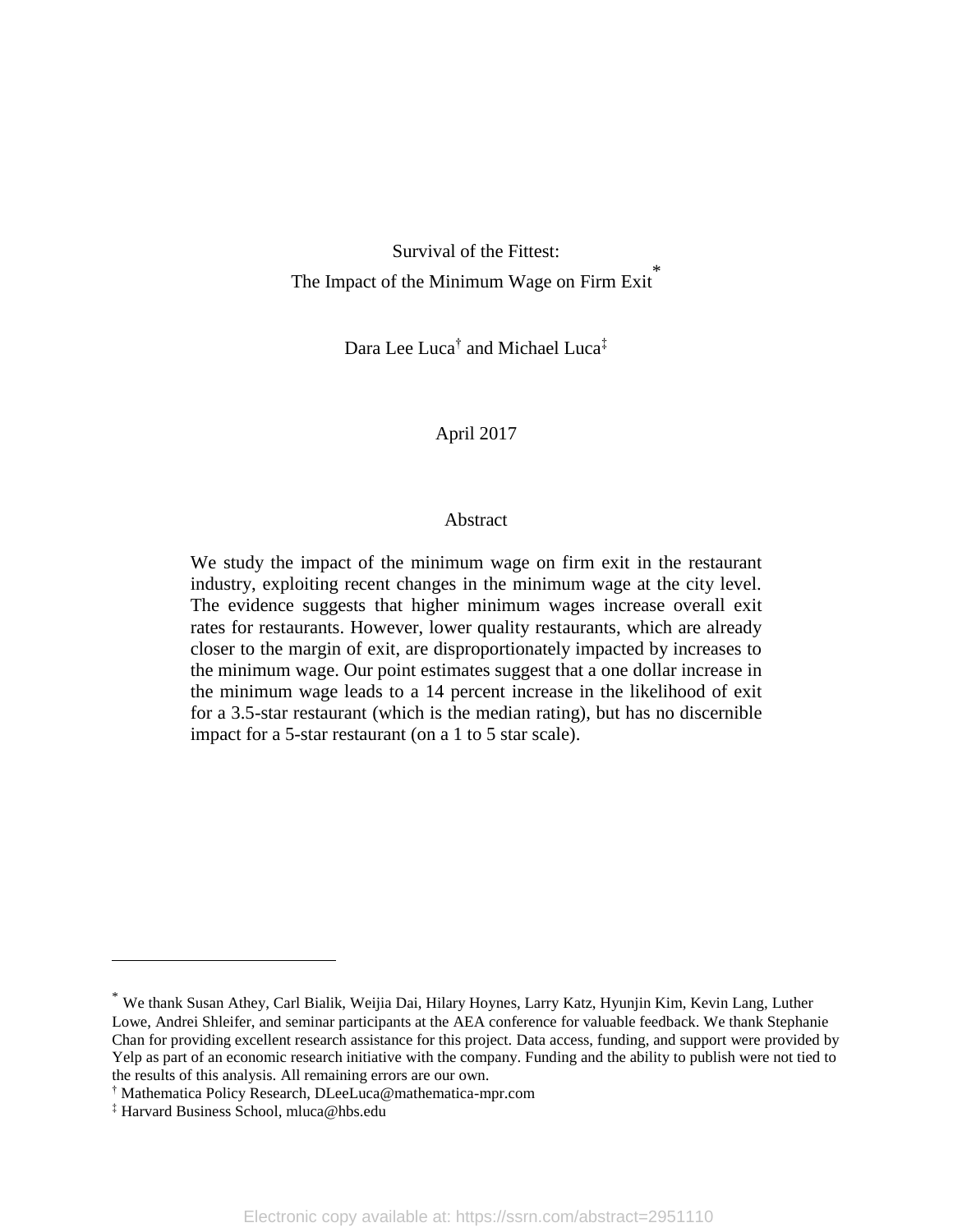# Survival of the Fittest:
# The Impact of the Minimum Wage on Firm Exit*

Dara Lee Luca† and Michael Luca‡

April 2017

## Abstract

We study the impact of the minimum wage on firm exit in the restaurant industry, exploiting recent changes in the minimum wage at the city level. The evidence suggests that higher minimum wages increase overall exit rates for restaurants. However, lower quality restaurants, which are already closer to the margin of exit, are disproportionately impacted by increases to the minimum wage. Our point estimates suggest that a one dollar increase in the minimum wage leads to a 14 percent increase in the likelihood of exit for a 3.5-star restaurant (which is the median rating), but has no discernible impact for a 5-star restaurant (on a 1 to 5 star scale).

---

* We thank Susan Athey, Carl Bialik, Weijia Dai, Hilary Hoynes, Larry Katz, Hyunjin Kim, Kevin Lang, Luther Lowe, Andrei Shleifer, and seminar participants at the AEA conference for valuable feedback. We thank Stephanie Chan for providing excellent research assistance for this project. Data access, funding, and support were provided by Yelp as part of an economic research initiative with the company. Funding and the ability to publish were not tied to the results of this analysis. All remaining errors are our own.

† Mathematica Policy Research, DLeeLuca@mathematica-mpr.com

‡ Harvard Business School, mluca@hbs.edu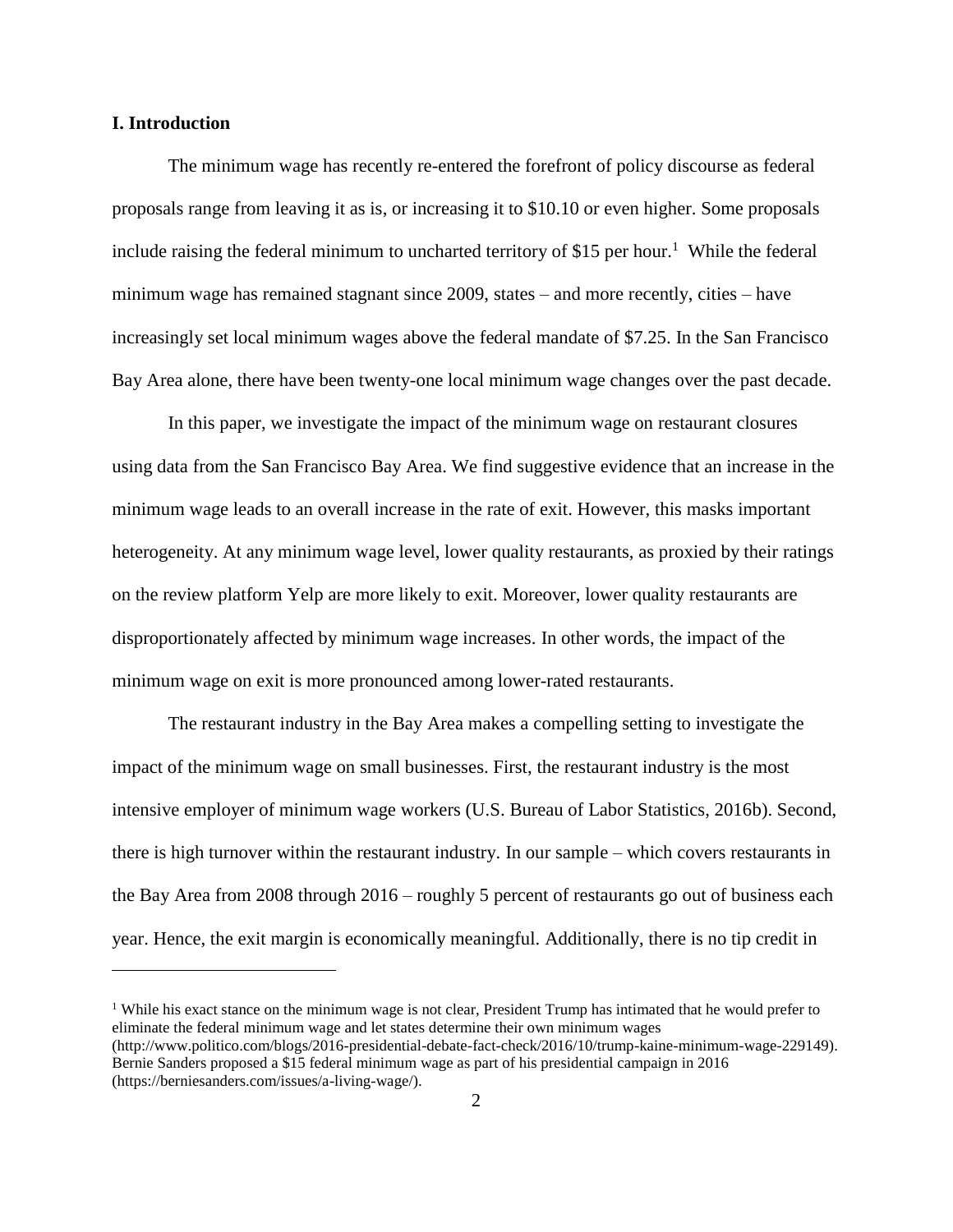## I. Introduction

The minimum wage has recently re-entered the forefront of policy discourse as federal proposals range from leaving it as is, or increasing it to $10.10 or even higher. Some proposals include raising the federal minimum to uncharted territory of $15 per hour.[1] While the federal minimum wage has remained stagnant since 2009, states – and more recently, cities – have increasingly set local minimum wages above the federal mandate of $7.25. In the San Francisco Bay Area alone, there have been twenty-one local minimum wage changes over the past decade.

In this paper, we investigate the impact of the minimum wage on restaurant closures using data from the San Francisco Bay Area. We find suggestive evidence that an increase in the minimum wage leads to an overall increase in the rate of exit. However, this masks important heterogeneity. At any minimum wage level, lower quality restaurants, as proxied by their ratings on the review platform Yelp are more likely to exit. Moreover, lower quality restaurants are disproportionately affected by minimum wage increases. In other words, the impact of the minimum wage on exit is more pronounced among lower-rated restaurants.

The restaurant industry in the Bay Area makes a compelling setting to investigate the impact of the minimum wage on small businesses. First, the restaurant industry is the most intensive employer of minimum wage workers (U.S. Bureau of Labor Statistics, 2016b). Second, there is high turnover within the restaurant industry. In our sample – which covers restaurants in the Bay Area from 2008 through 2016 – roughly 5 percent of restaurants go out of business each year. Hence, the exit margin is economically meaningful. Additionally, there is no tip credit in

---

[1] While his exact stance on the minimum wage is not clear, President Trump has intimated that he would prefer to eliminate the federal minimum wage and let states determine their own minimum wages (http://www.politico.com/blogs/2016-presidential-debate-fact-check/2016/10/trump-kaine-minimum-wage-229149). Bernie Sanders proposed a $15 federal minimum wage as part of his presidential campaign in 2016 (https://berniesanders.com/issues/a-living-wage/).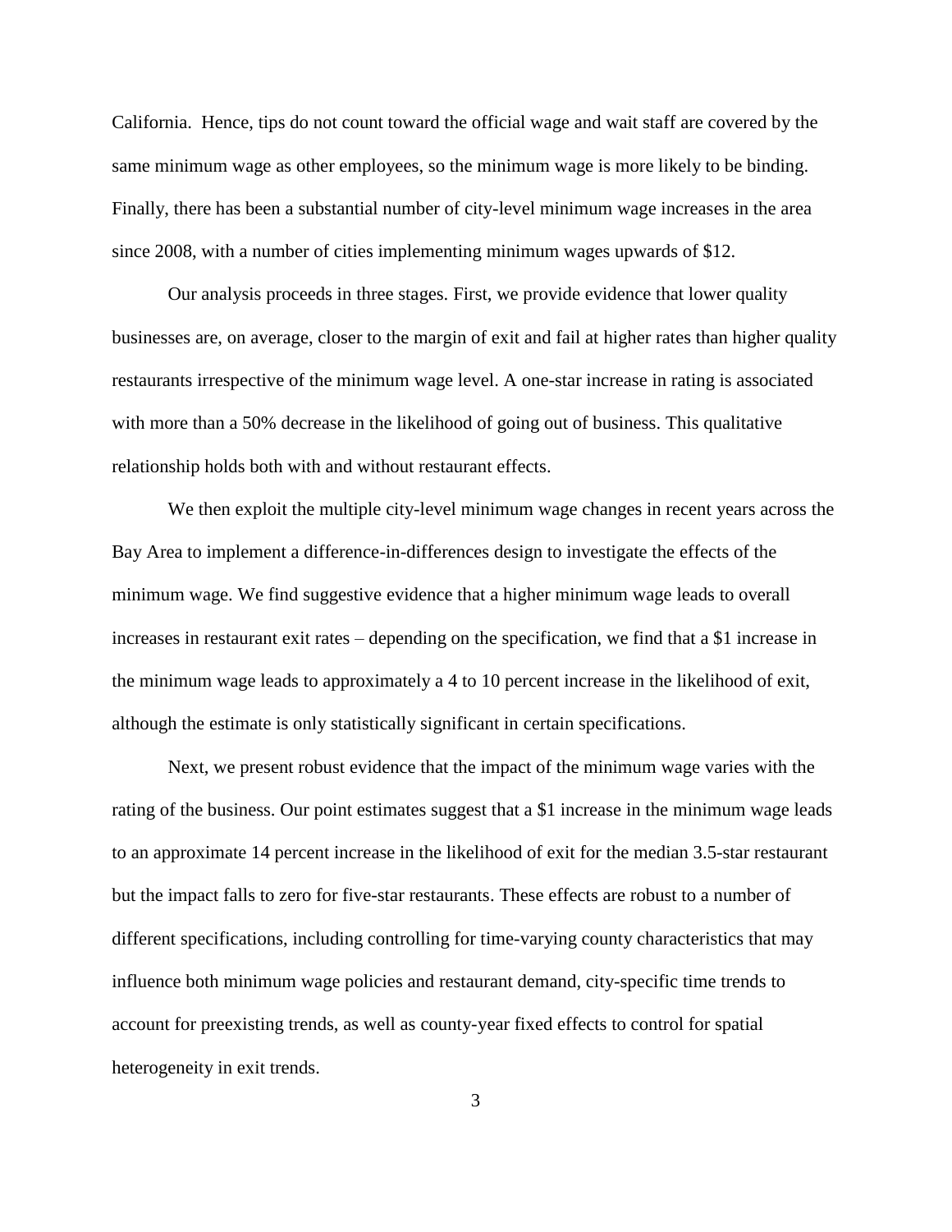California. Hence, tips do not count toward the official wage and wait staff are covered by the same minimum wage as other employees, so the minimum wage is more likely to be binding. Finally, there has been a substantial number of city-level minimum wage increases in the area since 2008, with a number of cities implementing minimum wages upwards of $12.

Our analysis proceeds in three stages. First, we provide evidence that lower quality businesses are, on average, closer to the margin of exit and fail at higher rates than higher quality restaurants irrespective of the minimum wage level. A one-star increase in rating is associated with more than a 50% decrease in the likelihood of going out of business. This qualitative relationship holds both with and without restaurant effects.

We then exploit the multiple city-level minimum wage changes in recent years across the Bay Area to implement a difference-in-differences design to investigate the effects of the minimum wage. We find suggestive evidence that a higher minimum wage leads to overall increases in restaurant exit rates – depending on the specification, we find that a $1 increase in the minimum wage leads to approximately a 4 to 10 percent increase in the likelihood of exit, although the estimate is only statistically significant in certain specifications.

Next, we present robust evidence that the impact of the minimum wage varies with the rating of the business. Our point estimates suggest that a $1 increase in the minimum wage leads to an approximate 14 percent increase in the likelihood of exit for the median 3.5-star restaurant but the impact falls to zero for five-star restaurants. These effects are robust to a number of different specifications, including controlling for time-varying county characteristics that may influence both minimum wage policies and restaurant demand, city-specific time trends to account for preexisting trends, as well as county-year fixed effects to control for spatial heterogeneity in exit trends.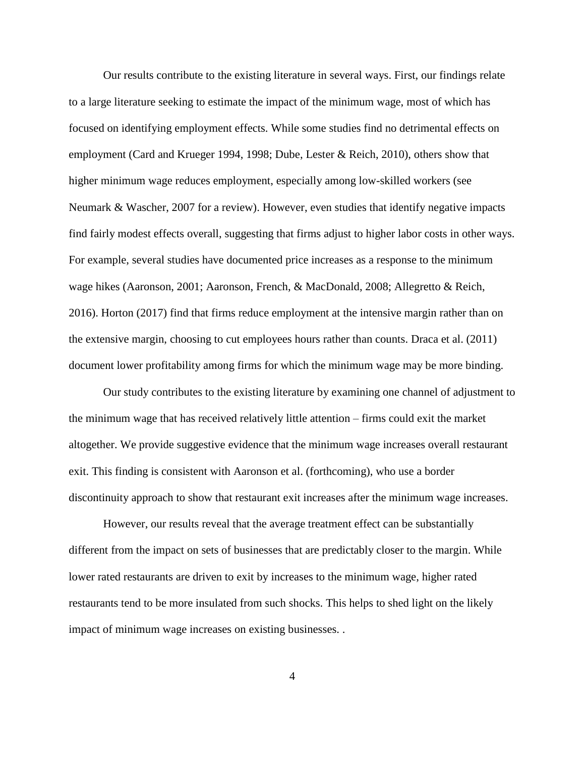Our results contribute to the existing literature in several ways. First, our findings relate to a large literature seeking to estimate the impact of the minimum wage, most of which has focused on identifying employment effects. While some studies find no detrimental effects on employment (Card and Krueger 1994, 1998; Dube, Lester & Reich, 2010), others show that higher minimum wage reduces employment, especially among low-skilled workers (see Neumark & Wascher, 2007 for a review). However, even studies that identify negative impacts find fairly modest effects overall, suggesting that firms adjust to higher labor costs in other ways. For example, several studies have documented price increases as a response to the minimum wage hikes (Aaronson, 2001; Aaronson, French, & MacDonald, 2008; Allegretto & Reich, 2016). Horton (2017) find that firms reduce employment at the intensive margin rather than on the extensive margin, choosing to cut employees hours rather than counts. Draca et al. (2011) document lower profitability among firms for which the minimum wage may be more binding.

Our study contributes to the existing literature by examining one channel of adjustment to the minimum wage that has received relatively little attention – firms could exit the market altogether. We provide suggestive evidence that the minimum wage increases overall restaurant exit. This finding is consistent with Aaronson et al. (forthcoming), who use a border discontinuity approach to show that restaurant exit increases after the minimum wage increases.

However, our results reveal that the average treatment effect can be substantially different from the impact on sets of businesses that are predictably closer to the margin. While lower rated restaurants are driven to exit by increases to the minimum wage, higher rated restaurants tend to be more insulated from such shocks. This helps to shed light on the likely impact of minimum wage increases on existing businesses. .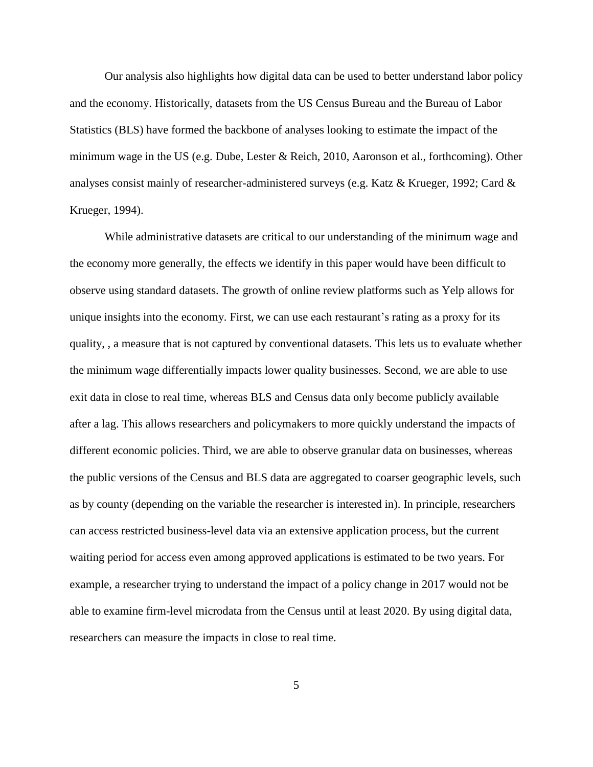Our analysis also highlights how digital data can be used to better understand labor policy and the economy. Historically, datasets from the US Census Bureau and the Bureau of Labor Statistics (BLS) have formed the backbone of analyses looking to estimate the impact of the minimum wage in the US (e.g. Dube, Lester & Reich, 2010, Aaronson et al., forthcoming). Other analyses consist mainly of researcher-administered surveys (e.g. Katz & Krueger, 1992; Card & Krueger, 1994).

While administrative datasets are critical to our understanding of the minimum wage and the economy more generally, the effects we identify in this paper would have been difficult to observe using standard datasets. The growth of online review platforms such as Yelp allows for unique insights into the economy. First, we can use each restaurant's rating as a proxy for its quality, , a measure that is not captured by conventional datasets. This lets us to evaluate whether the minimum wage differentially impacts lower quality businesses. Second, we are able to use exit data in close to real time, whereas BLS and Census data only become publicly available after a lag. This allows researchers and policymakers to more quickly understand the impacts of different economic policies. Third, we are able to observe granular data on businesses, whereas the public versions of the Census and BLS data are aggregated to coarser geographic levels, such as by county (depending on the variable the researcher is interested in). In principle, researchers can access restricted business-level data via an extensive application process, but the current waiting period for access even among approved applications is estimated to be two years. For example, a researcher trying to understand the impact of a policy change in 2017 would not be able to examine firm-level microdata from the Census until at least 2020. By using digital data, researchers can measure the impacts in close to real time.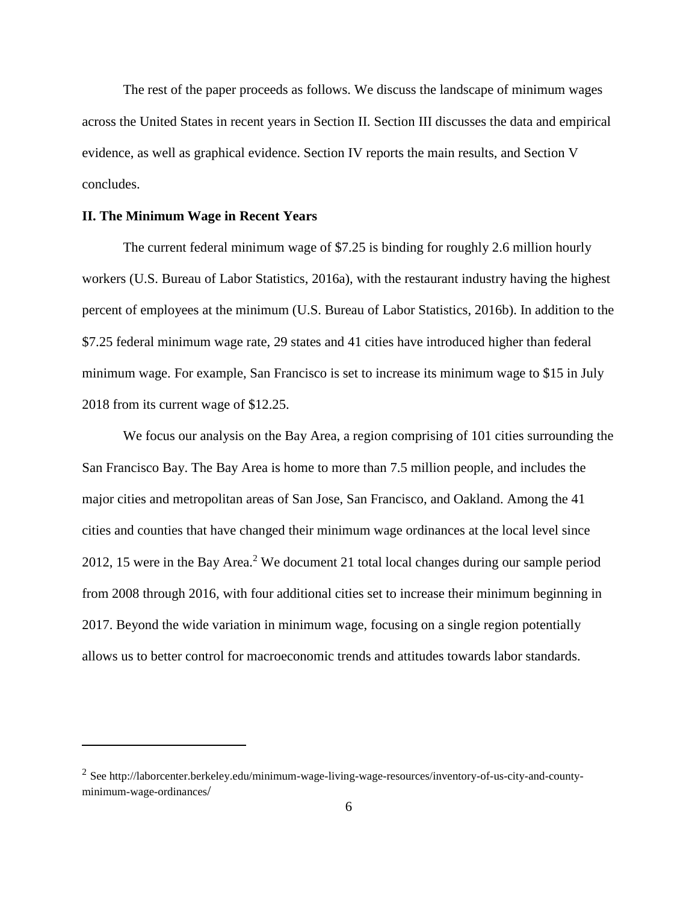The rest of the paper proceeds as follows. We discuss the landscape of minimum wages across the United States in recent years in Section II. Section III discusses the data and empirical evidence, as well as graphical evidence. Section IV reports the main results, and Section V concludes.

## II. The Minimum Wage in Recent Years

The current federal minimum wage of $7.25 is binding for roughly 2.6 million hourly workers (U.S. Bureau of Labor Statistics, 2016a), with the restaurant industry having the highest percent of employees at the minimum (U.S. Bureau of Labor Statistics, 2016b). In addition to the $7.25 federal minimum wage rate, 29 states and 41 cities have introduced higher than federal minimum wage. For example, San Francisco is set to increase its minimum wage to $15 in July 2018 from its current wage of $12.25.

We focus our analysis on the Bay Area, a region comprising of 101 cities surrounding the San Francisco Bay. The Bay Area is home to more than 7.5 million people, and includes the major cities and metropolitan areas of San Jose, San Francisco, and Oakland. Among the 41 cities and counties that have changed their minimum wage ordinances at the local level since 2012, 15 were in the Bay Area.[2] We document 21 total local changes during our sample period from 2008 through 2016, with four additional cities set to increase their minimum beginning in 2017. Beyond the wide variation in minimum wage, focusing on a single region potentially allows us to better control for macroeconomic trends and attitudes towards labor standards.

---

[2] See http://laborcenter.berkeley.edu/minimum-wage-living-wage-resources/inventory-of-us-city-and-county-minimum-wage-ordinances/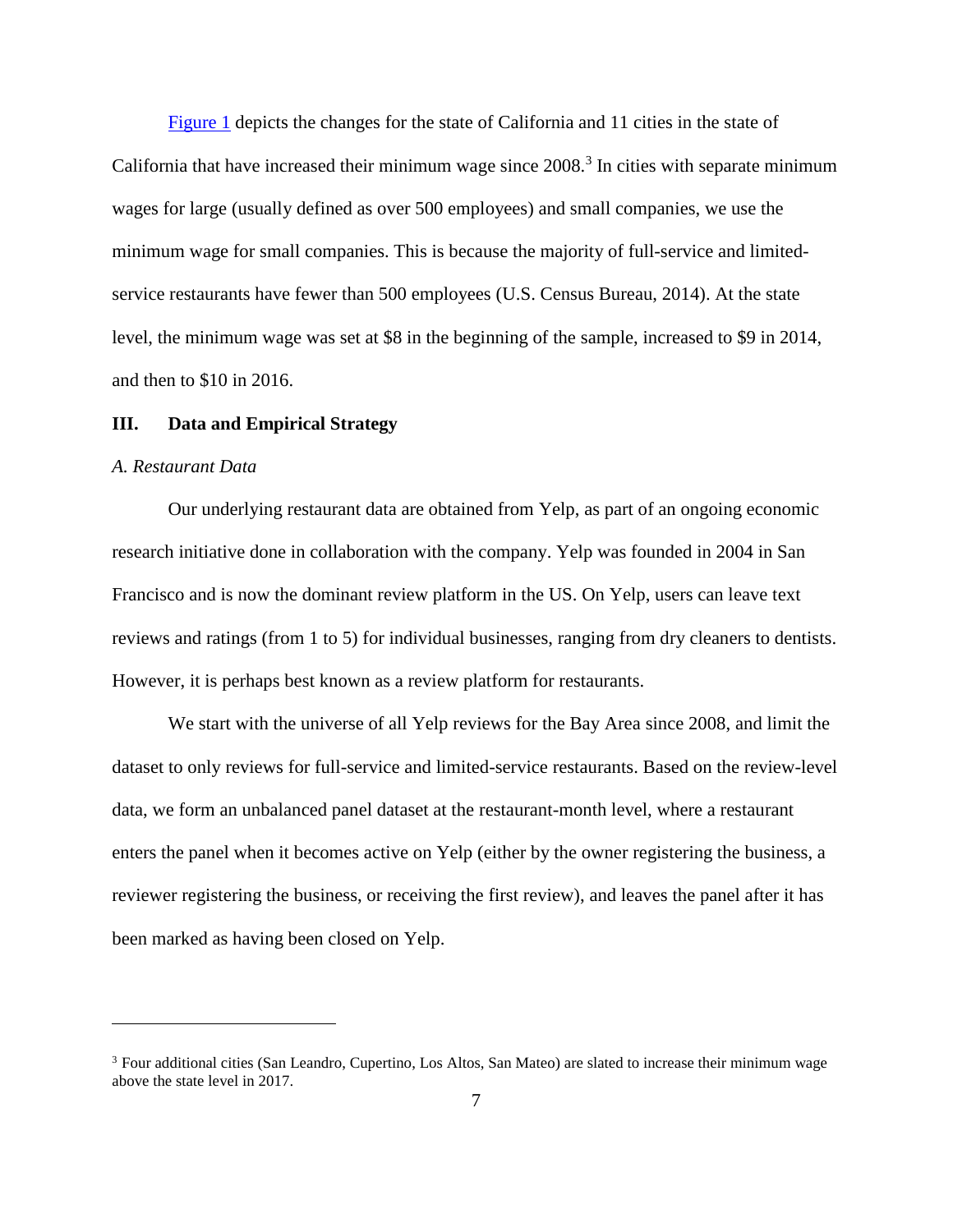Figure 1 depicts the changes for the state of California and 11 cities in the state of California that have increased their minimum wage since 2008.[3] In cities with separate minimum wages for large (usually defined as over 500 employees) and small companies, we use the minimum wage for small companies. This is because the majority of full-service and limited-service restaurants have fewer than 500 employees (U.S. Census Bureau, 2014). At the state level, the minimum wage was set at $8 in the beginning of the sample, increased to $9 in 2014, and then to $10 in 2016.

## III. Data and Empirical Strategy

### *A. Restaurant Data*

Our underlying restaurant data are obtained from Yelp, as part of an ongoing economic research initiative done in collaboration with the company. Yelp was founded in 2004 in San Francisco and is now the dominant review platform in the US. On Yelp, users can leave text reviews and ratings (from 1 to 5) for individual businesses, ranging from dry cleaners to dentists. However, it is perhaps best known as a review platform for restaurants.

We start with the universe of all Yelp reviews for the Bay Area since 2008, and limit the dataset to only reviews for full-service and limited-service restaurants. Based on the review-level data, we form an unbalanced panel dataset at the restaurant-month level, where a restaurant enters the panel when it becomes active on Yelp (either by the owner registering the business, a reviewer registering the business, or receiving the first review), and leaves the panel after it has been marked as having been closed on Yelp.

---

[3] Four additional cities (San Leandro, Cupertino, Los Altos, San Mateo) are slated to increase their minimum wage above the state level in 2017.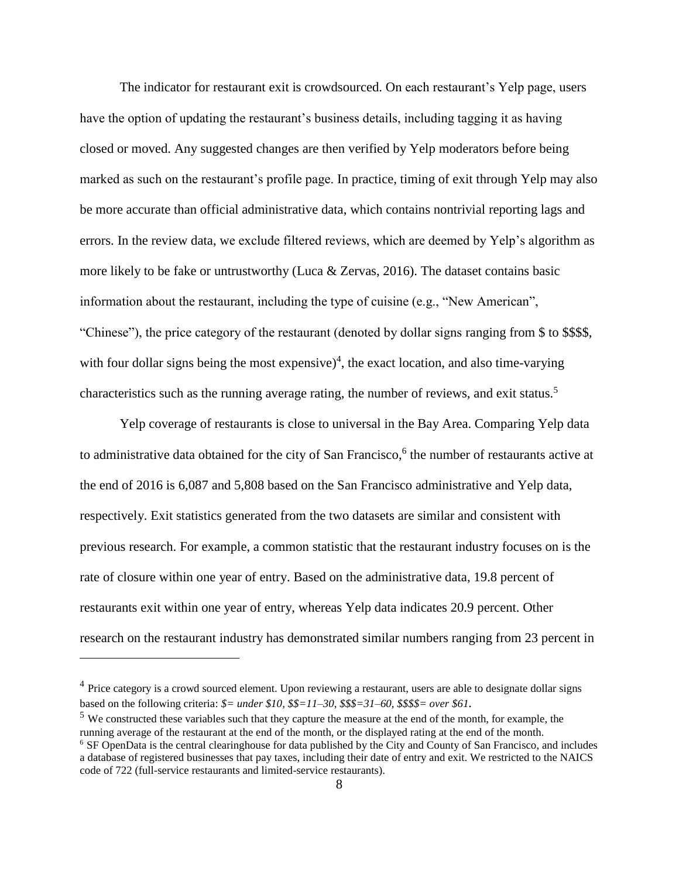The indicator for restaurant exit is crowdsourced. On each restaurant's Yelp page, users have the option of updating the restaurant's business details, including tagging it as having closed or moved. Any suggested changes are then verified by Yelp moderators before being marked as such on the restaurant's profile page. In practice, timing of exit through Yelp may also be more accurate than official administrative data, which contains nontrivial reporting lags and errors. In the review data, we exclude filtered reviews, which are deemed by Yelp's algorithm as more likely to be fake or untrustworthy (Luca & Zervas, 2016). The dataset contains basic information about the restaurant, including the type of cuisine (e.g., "New American", "Chinese"), the price category of the restaurant (denoted by dollar signs ranging from $ to $$$$, with four dollar signs being the most expensive)[4], the exact location, and also time-varying characteristics such as the running average rating, the number of reviews, and exit status.[5]

Yelp coverage of restaurants is close to universal in the Bay Area. Comparing Yelp data to administrative data obtained for the city of San Francisco,[6] the number of restaurants active at the end of 2016 is 6,087 and 5,808 based on the San Francisco administrative and Yelp data, respectively. Exit statistics generated from the two datasets are similar and consistent with previous research. For example, a common statistic that the restaurant industry focuses on is the rate of closure within one year of entry. Based on the administrative data, 19.8 percent of restaurants exit within one year of entry, whereas Yelp data indicates 20.9 percent. Other research on the restaurant industry has demonstrated similar numbers ranging from 23 percent in

---

[4] Price category is a crowd sourced element. Upon reviewing a restaurant, users are able to designate dollar signs based on the following criteria: *$= under $10, $$=11–30, $$$=31–60, $$$$= over $61*.

[5] We constructed these variables such that they capture the measure at the end of the month, for example, the running average of the restaurant at the end of the month, or the displayed rating at the end of the month.

[6] SF OpenData is the central clearinghouse for data published by the City and County of San Francisco, and includes a database of registered businesses that pay taxes, including their date of entry and exit. We restricted to the NAICS code of 722 (full-service restaurants and limited-service restaurants).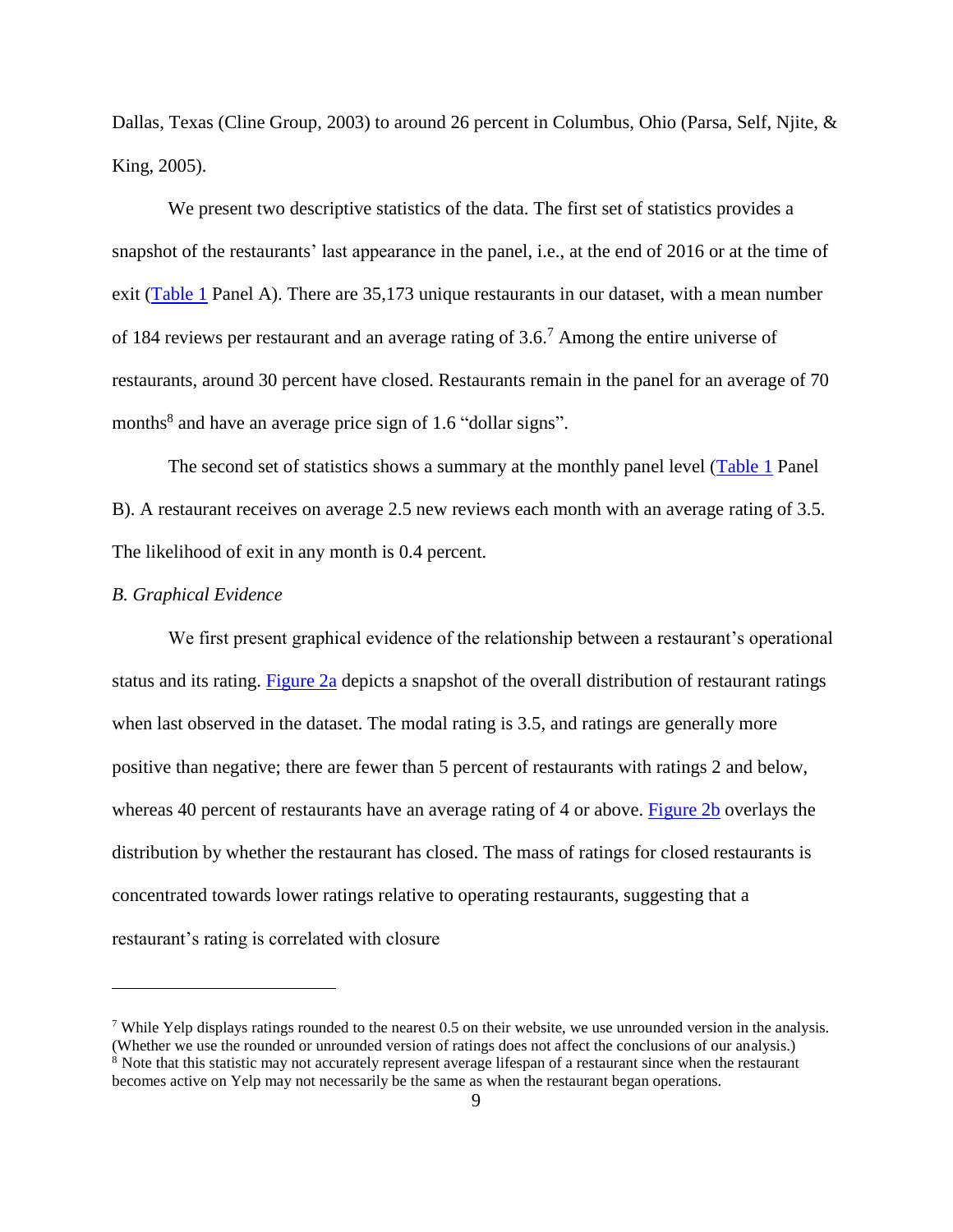Dallas, Texas (Cline Group, 2003) to around 26 percent in Columbus, Ohio (Parsa, Self, Njite, & King, 2005).

We present two descriptive statistics of the data. The first set of statistics provides a snapshot of the restaurants' last appearance in the panel, i.e., at the end of 2016 or at the time of exit (Table 1 Panel A). There are 35,173 unique restaurants in our dataset, with a mean number of 184 reviews per restaurant and an average rating of 3.6.[7] Among the entire universe of restaurants, around 30 percent have closed. Restaurants remain in the panel for an average of 70 months[8] and have an average price sign of 1.6 "dollar signs".

The second set of statistics shows a summary at the monthly panel level (Table 1 Panel B). A restaurant receives on average 2.5 new reviews each month with an average rating of 3.5. The likelihood of exit in any month is 0.4 percent.

*B. Graphical Evidence*

We first present graphical evidence of the relationship between a restaurant's operational status and its rating. Figure 2a depicts a snapshot of the overall distribution of restaurant ratings when last observed in the dataset. The modal rating is 3.5, and ratings are generally more positive than negative; there are fewer than 5 percent of restaurants with ratings 2 and below, whereas 40 percent of restaurants have an average rating of 4 or above. Figure 2b overlays the distribution by whether the restaurant has closed. The mass of ratings for closed restaurants is concentrated towards lower ratings relative to operating restaurants, suggesting that a restaurant's rating is correlated with closure

---

[7] While Yelp displays ratings rounded to the nearest 0.5 on their website, we use unrounded version in the analysis. (Whether we use the rounded or unrounded version of ratings does not affect the conclusions of our analysis.)

[8] Note that this statistic may not accurately represent average lifespan of a restaurant since when the restaurant becomes active on Yelp may not necessarily be the same as when the restaurant began operations.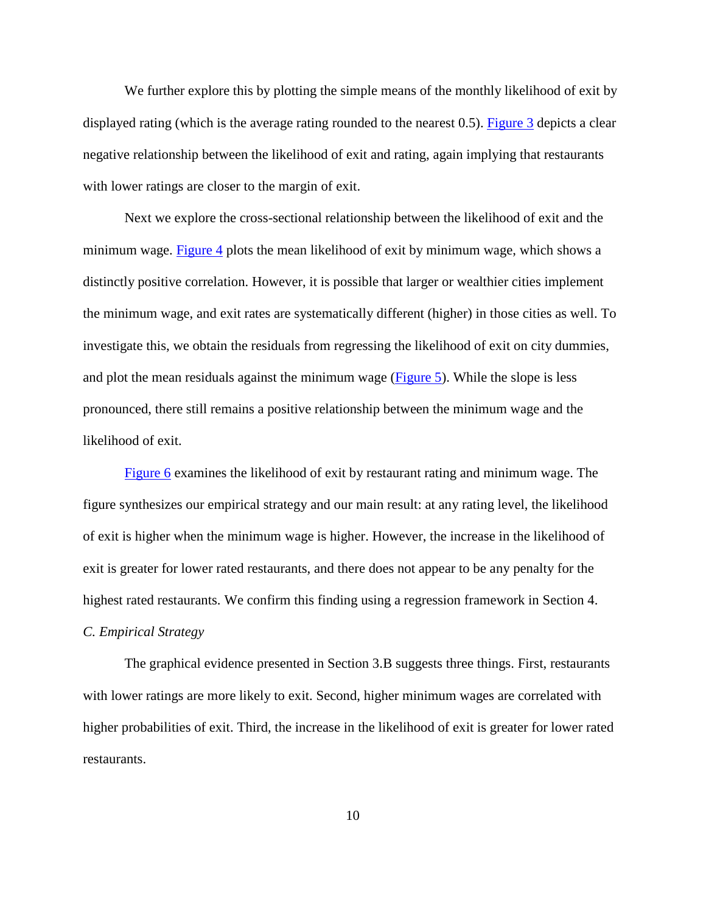We further explore this by plotting the simple means of the monthly likelihood of exit by displayed rating (which is the average rating rounded to the nearest 0.5). Figure 3 depicts a clear negative relationship between the likelihood of exit and rating, again implying that restaurants with lower ratings are closer to the margin of exit.

Next we explore the cross-sectional relationship between the likelihood of exit and the minimum wage. Figure 4 plots the mean likelihood of exit by minimum wage, which shows a distinctly positive correlation. However, it is possible that larger or wealthier cities implement the minimum wage, and exit rates are systematically different (higher) in those cities as well. To investigate this, we obtain the residuals from regressing the likelihood of exit on city dummies, and plot the mean residuals against the minimum wage (Figure 5). While the slope is less pronounced, there still remains a positive relationship between the minimum wage and the likelihood of exit.

Figure 6 examines the likelihood of exit by restaurant rating and minimum wage. The figure synthesizes our empirical strategy and our main result: at any rating level, the likelihood of exit is higher when the minimum wage is higher. However, the increase in the likelihood of exit is greater for lower rated restaurants, and there does not appear to be any penalty for the highest rated restaurants. We confirm this finding using a regression framework in Section 4.

*C. Empirical Strategy*

The graphical evidence presented in Section 3.B suggests three things. First, restaurants with lower ratings are more likely to exit. Second, higher minimum wages are correlated with higher probabilities of exit. Third, the increase in the likelihood of exit is greater for lower rated restaurants.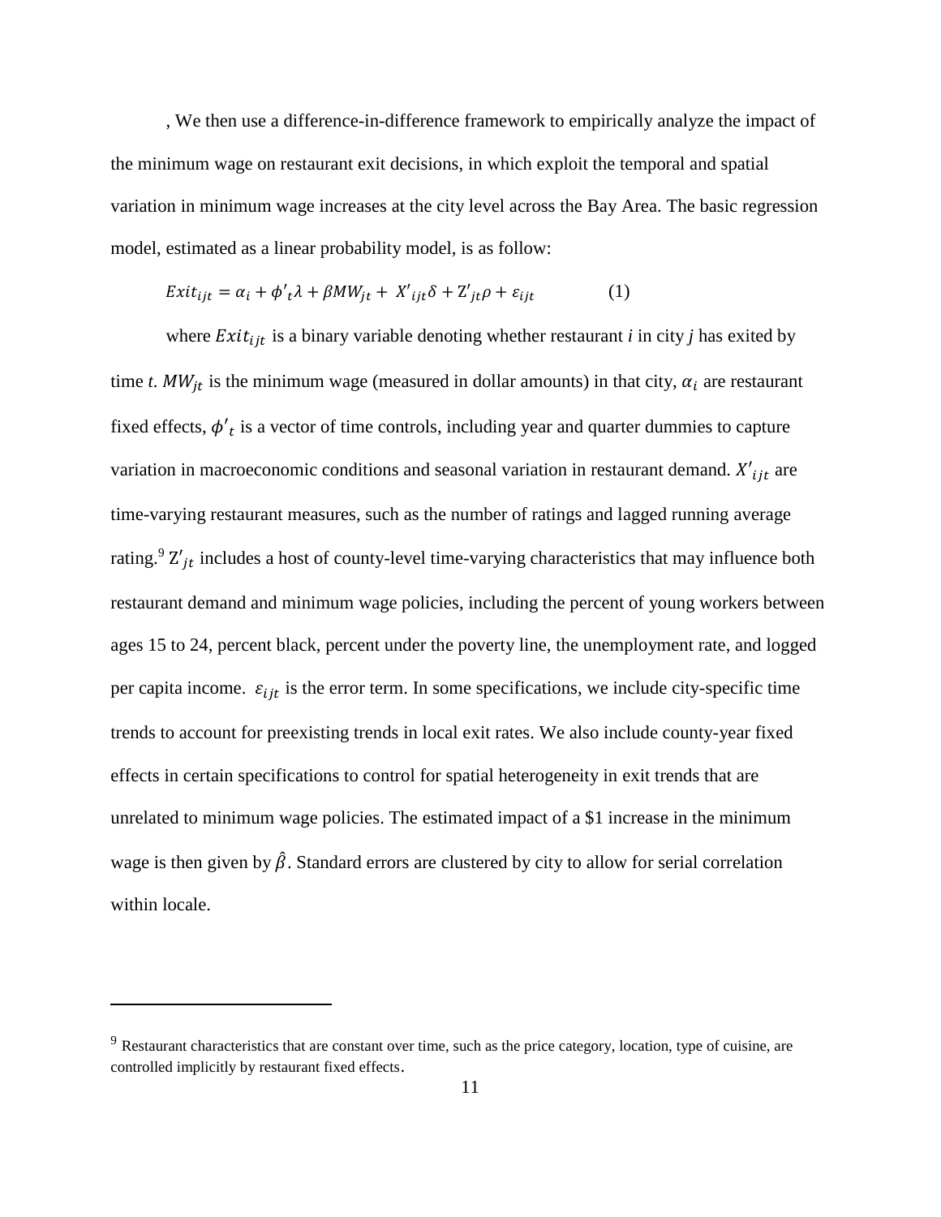, We then use a difference-in-difference framework to empirically analyze the impact of the minimum wage on restaurant exit decisions, in which exploit the temporal and spatial variation in minimum wage increases at the city level across the Bay Area. The basic regression model, estimated as a linear probability model, is as follow:

$$Exit_{ijt} = \alpha_i + \phi'_t\lambda + \beta MW_{jt} + X'_{ijt}\delta + Z'_{jt}\rho + \varepsilon_{ijt} \qquad (1)$$

where $Exit_{ijt}$ is a binary variable denoting whether restaurant *i* in city *j* has exited by time *t*. $MW_{jt}$ is the minimum wage (measured in dollar amounts) in that city, $\alpha_i$ are restaurant fixed effects, $\phi'_t$ is a vector of time controls, including year and quarter dummies to capture variation in macroeconomic conditions and seasonal variation in restaurant demand. $X'_{ijt}$ are time-varying restaurant measures, such as the number of ratings and lagged running average rating.[9] $Z'_{jt}$ includes a host of county-level time-varying characteristics that may influence both restaurant demand and minimum wage policies, including the percent of young workers between ages 15 to 24, percent black, percent under the poverty line, the unemployment rate, and logged per capita income. $\varepsilon_{ijt}$ is the error term. In some specifications, we include city-specific time trends to account for preexisting trends in local exit rates. We also include county-year fixed effects in certain specifications to control for spatial heterogeneity in exit trends that are unrelated to minimum wage policies. The estimated impact of a $1 increase in the minimum wage is then given by $\hat{\beta}$. Standard errors are clustered by city to allow for serial correlation within locale.

---

[9] Restaurant characteristics that are constant over time, such as the price category, location, type of cuisine, are controlled implicitly by restaurant fixed effects.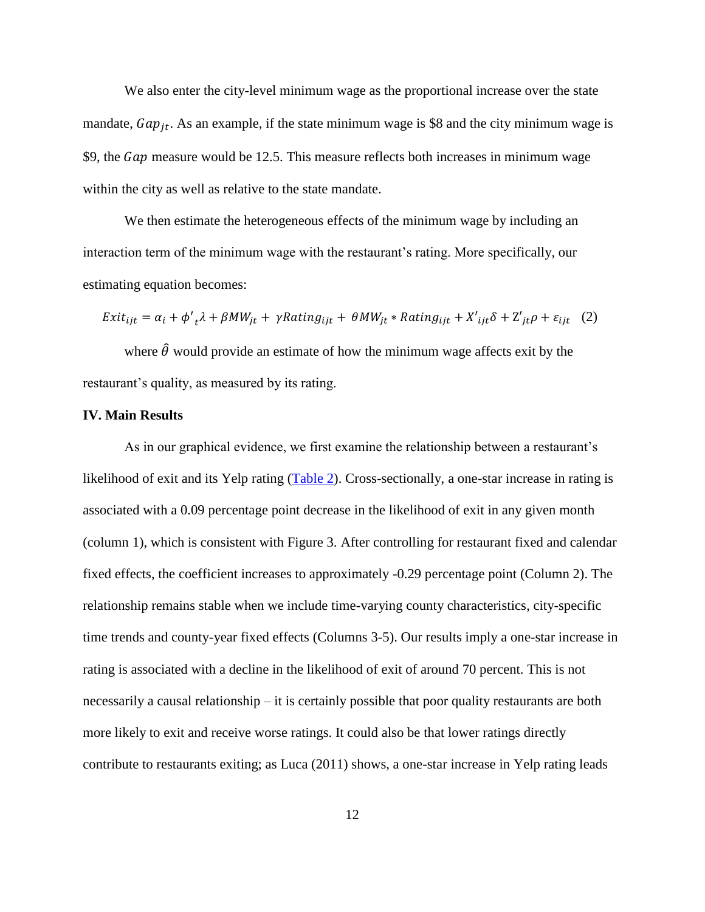We also enter the city-level minimum wage as the proportional increase over the state mandate, $Gap_{jt}$. As an example, if the state minimum wage is \$8 and the city minimum wage is \$9, the $Gap$ measure would be 12.5. This measure reflects both increases in minimum wage within the city as well as relative to the state mandate.

We then estimate the heterogeneous effects of the minimum wage by including an interaction term of the minimum wage with the restaurant's rating. More specifically, our estimating equation becomes:

$$Exit_{ijt} = \alpha_i + \phi'_t\lambda + \beta MW_{jt} + \gamma Rating_{ijt} + \theta MW_{jt} * Rating_{ijt} + X'_{ijt}\delta + Z'_{jt}\rho + \varepsilon_{ijt} \quad (2)$$

where $\hat{\theta}$ would provide an estimate of how the minimum wage affects exit by the restaurant's quality, as measured by its rating.

## IV. Main Results

As in our graphical evidence, we first examine the relationship between a restaurant's likelihood of exit and its Yelp rating (Table 2). Cross-sectionally, a one-star increase in rating is associated with a 0.09 percentage point decrease in the likelihood of exit in any given month (column 1), which is consistent with Figure 3. After controlling for restaurant fixed and calendar fixed effects, the coefficient increases to approximately -0.29 percentage point (Column 2). The relationship remains stable when we include time-varying county characteristics, city-specific time trends and county-year fixed effects (Columns 3-5). Our results imply a one-star increase in rating is associated with a decline in the likelihood of exit of around 70 percent. This is not necessarily a causal relationship – it is certainly possible that poor quality restaurants are both more likely to exit and receive worse ratings. It could also be that lower ratings directly contribute to restaurants exiting; as Luca (2011) shows, a one-star increase in Yelp rating leads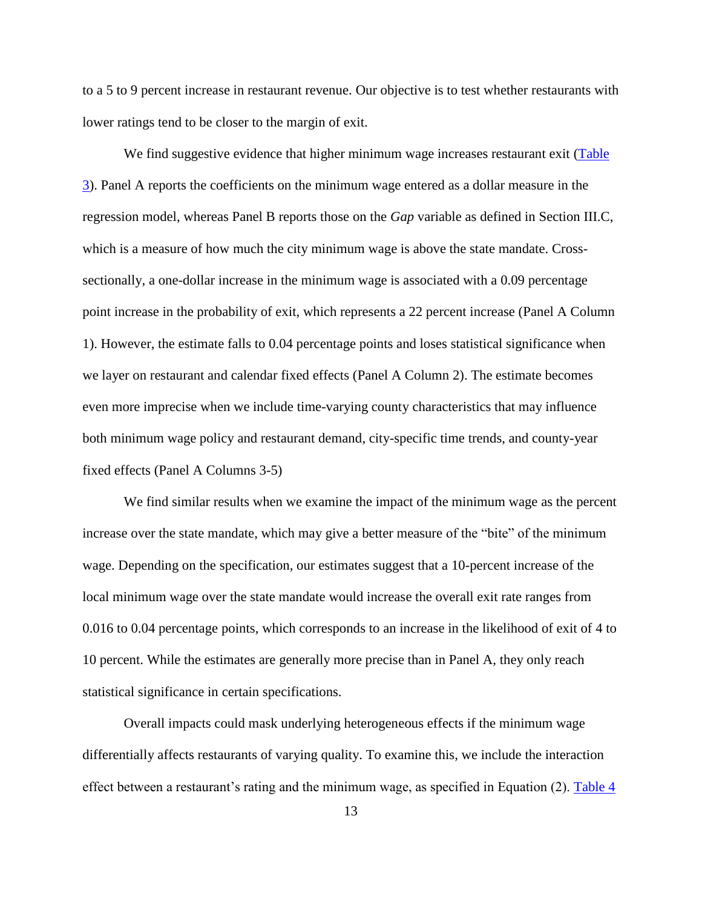to a 5 to 9 percent increase in restaurant revenue. Our objective is to test whether restaurants with lower ratings tend to be closer to the margin of exit.

We find suggestive evidence that higher minimum wage increases restaurant exit (Table 3). Panel A reports the coefficients on the minimum wage entered as a dollar measure in the regression model, whereas Panel B reports those on the *Gap* variable as defined in Section III.C, which is a measure of how much the city minimum wage is above the state mandate. Cross-sectionally, a one-dollar increase in the minimum wage is associated with a 0.09 percentage point increase in the probability of exit, which represents a 22 percent increase (Panel A Column 1). However, the estimate falls to 0.04 percentage points and loses statistical significance when we layer on restaurant and calendar fixed effects (Panel A Column 2). The estimate becomes even more imprecise when we include time-varying county characteristics that may influence both minimum wage policy and restaurant demand, city-specific time trends, and county-year fixed effects (Panel A Columns 3-5)

We find similar results when we examine the impact of the minimum wage as the percent increase over the state mandate, which may give a better measure of the "bite" of the minimum wage. Depending on the specification, our estimates suggest that a 10-percent increase of the local minimum wage over the state mandate would increase the overall exit rate ranges from 0.016 to 0.04 percentage points, which corresponds to an increase in the likelihood of exit of 4 to 10 percent. While the estimates are generally more precise than in Panel A, they only reach statistical significance in certain specifications.

Overall impacts could mask underlying heterogeneous effects if the minimum wage differentially affects restaurants of varying quality. To examine this, we include the interaction effect between a restaurant's rating and the minimum wage, as specified in Equation (2). Table 4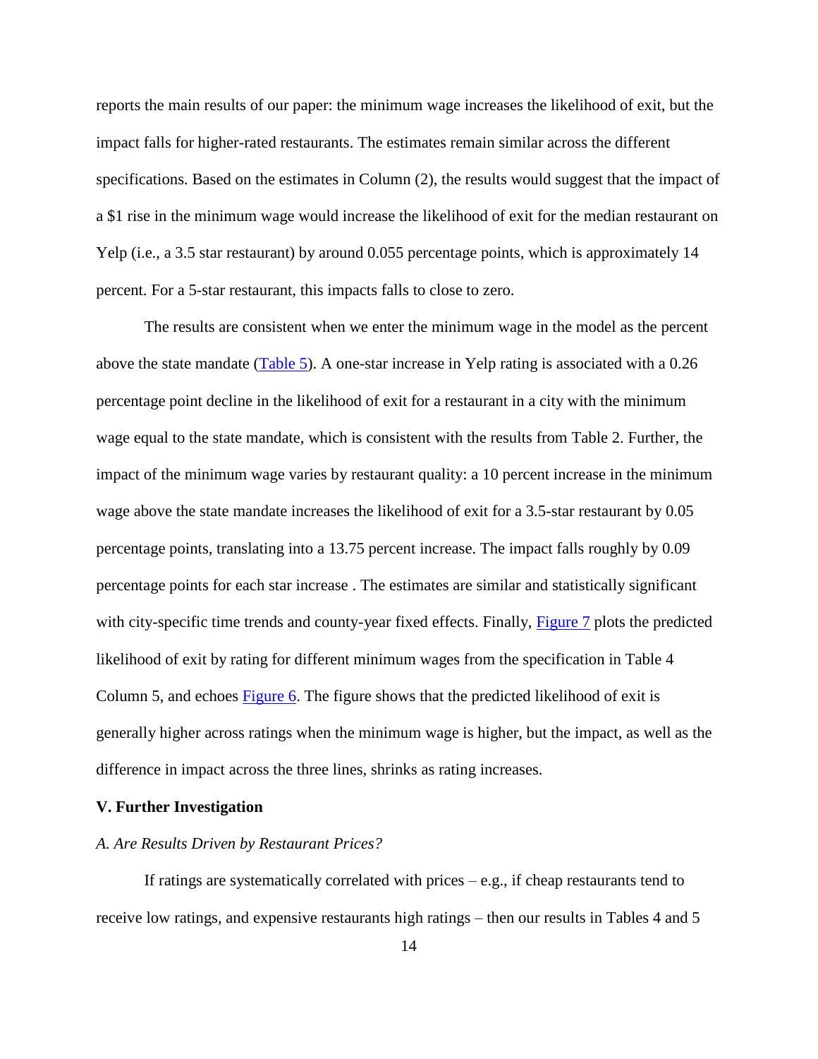reports the main results of our paper: the minimum wage increases the likelihood of exit, but the impact falls for higher-rated restaurants. The estimates remain similar across the different specifications. Based on the estimates in Column (2), the results would suggest that the impact of a $1 rise in the minimum wage would increase the likelihood of exit for the median restaurant on Yelp (i.e., a 3.5 star restaurant) by around 0.055 percentage points, which is approximately 14 percent. For a 5-star restaurant, this impacts falls to close to zero.

The results are consistent when we enter the minimum wage in the model as the percent above the state mandate (Table 5). A one-star increase in Yelp rating is associated with a 0.26 percentage point decline in the likelihood of exit for a restaurant in a city with the minimum wage equal to the state mandate, which is consistent with the results from Table 2. Further, the impact of the minimum wage varies by restaurant quality: a 10 percent increase in the minimum wage above the state mandate increases the likelihood of exit for a 3.5-star restaurant by 0.05 percentage points, translating into a 13.75 percent increase. The impact falls roughly by 0.09 percentage points for each star increase . The estimates are similar and statistically significant with city-specific time trends and county-year fixed effects. Finally, Figure 7 plots the predicted likelihood of exit by rating for different minimum wages from the specification in Table 4 Column 5, and echoes Figure 6. The figure shows that the predicted likelihood of exit is generally higher across ratings when the minimum wage is higher, but the impact, as well as the difference in impact across the three lines, shrinks as rating increases.

## V. Further Investigation

### *A. Are Results Driven by Restaurant Prices?*

If ratings are systematically correlated with prices – e.g., if cheap restaurants tend to receive low ratings, and expensive restaurants high ratings – then our results in Tables 4 and 5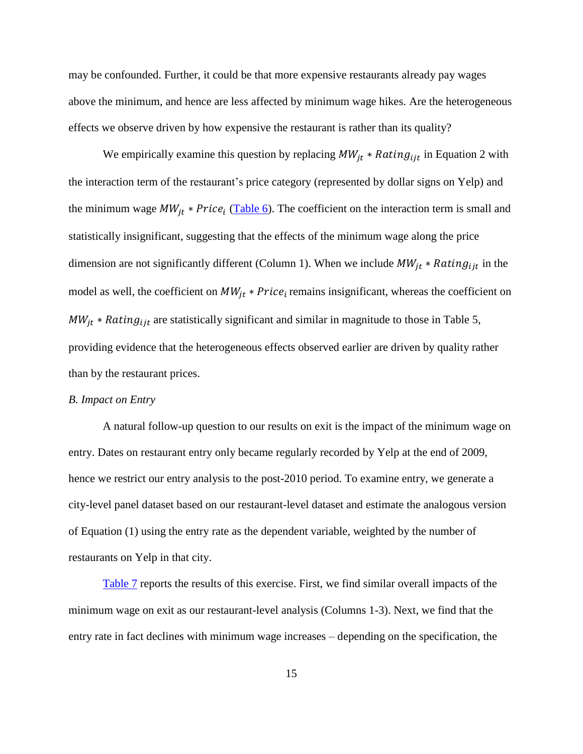may be confounded. Further, it could be that more expensive restaurants already pay wages above the minimum, and hence are less affected by minimum wage hikes. Are the heterogeneous effects we observe driven by how expensive the restaurant is rather than its quality?

We empirically examine this question by replacing $MW_{jt} * Rating_{ijt}$ in Equation 2 with the interaction term of the restaurant's price category (represented by dollar signs on Yelp) and the minimum wage $MW_{jt} * Price_i$ (Table 6). The coefficient on the interaction term is small and statistically insignificant, suggesting that the effects of the minimum wage along the price dimension are not significantly different (Column 1). When we include $MW_{jt} * Rating_{ijt}$ in the model as well, the coefficient on $MW_{jt} * Price_i$ remains insignificant, whereas the coefficient on $MW_{jt} * Rating_{ijt}$ are statistically significant and similar in magnitude to those in Table 5, providing evidence that the heterogeneous effects observed earlier are driven by quality rather than by the restaurant prices.

*B. Impact on Entry*

A natural follow-up question to our results on exit is the impact of the minimum wage on entry. Dates on restaurant entry only became regularly recorded by Yelp at the end of 2009, hence we restrict our entry analysis to the post-2010 period. To examine entry, we generate a city-level panel dataset based on our restaurant-level dataset and estimate the analogous version of Equation (1) using the entry rate as the dependent variable, weighted by the number of restaurants on Yelp in that city.

Table 7 reports the results of this exercise. First, we find similar overall impacts of the minimum wage on exit as our restaurant-level analysis (Columns 1-3). Next, we find that the entry rate in fact declines with minimum wage increases – depending on the specification, the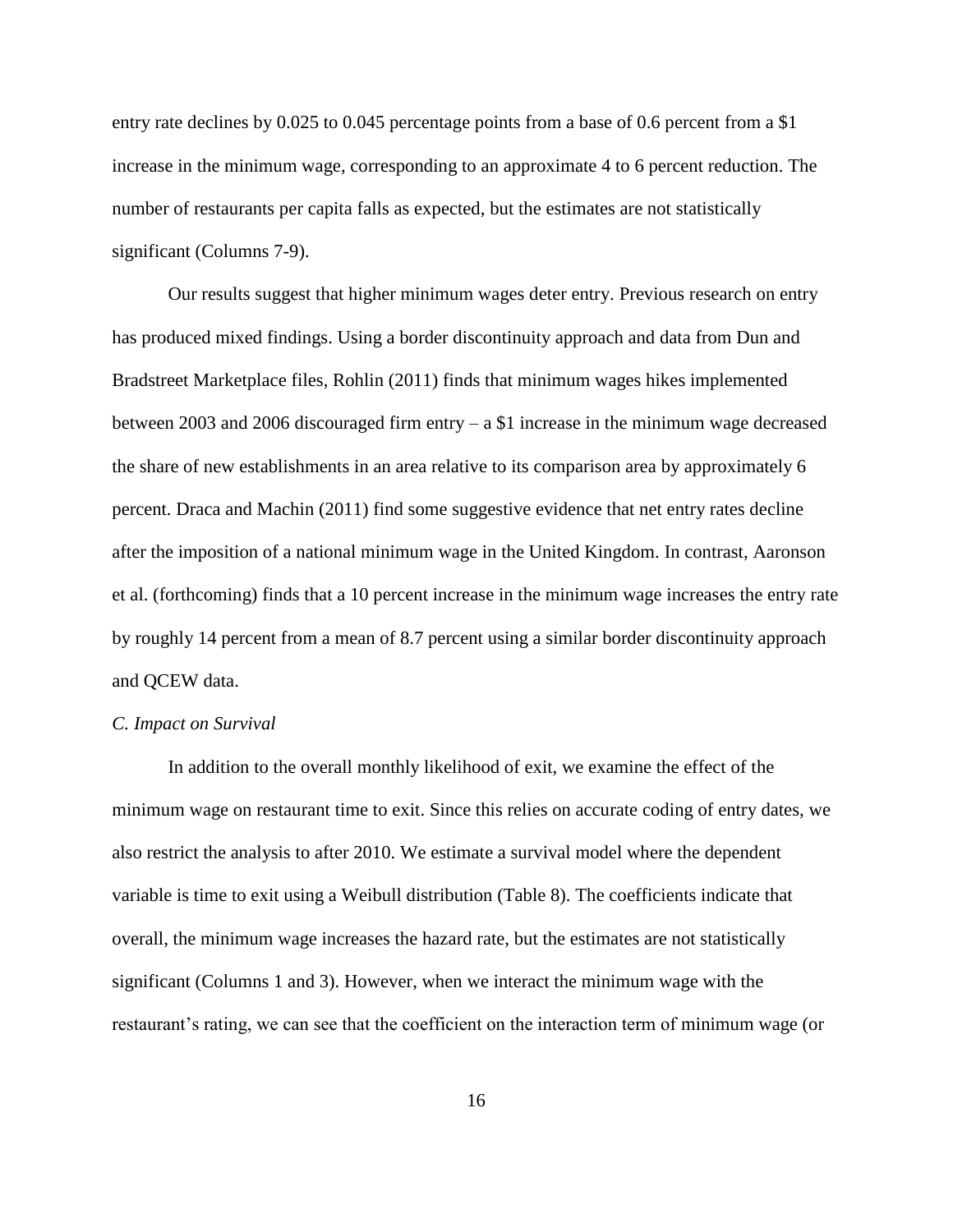entry rate declines by 0.025 to 0.045 percentage points from a base of 0.6 percent from a $1 increase in the minimum wage, corresponding to an approximate 4 to 6 percent reduction. The number of restaurants per capita falls as expected, but the estimates are not statistically significant (Columns 7-9).

Our results suggest that higher minimum wages deter entry. Previous research on entry has produced mixed findings. Using a border discontinuity approach and data from Dun and Bradstreet Marketplace files, Rohlin (2011) finds that minimum wages hikes implemented between 2003 and 2006 discouraged firm entry – a $1 increase in the minimum wage decreased the share of new establishments in an area relative to its comparison area by approximately 6 percent. Draca and Machin (2011) find some suggestive evidence that net entry rates decline after the imposition of a national minimum wage in the United Kingdom. In contrast, Aaronson et al. (forthcoming) finds that a 10 percent increase in the minimum wage increases the entry rate by roughly 14 percent from a mean of 8.7 percent using a similar border discontinuity approach and QCEW data.

*C. Impact on Survival*

In addition to the overall monthly likelihood of exit, we examine the effect of the minimum wage on restaurant time to exit. Since this relies on accurate coding of entry dates, we also restrict the analysis to after 2010. We estimate a survival model where the dependent variable is time to exit using a Weibull distribution (Table 8). The coefficients indicate that overall, the minimum wage increases the hazard rate, but the estimates are not statistically significant (Columns 1 and 3). However, when we interact the minimum wage with the restaurant's rating, we can see that the coefficient on the interaction term of minimum wage (or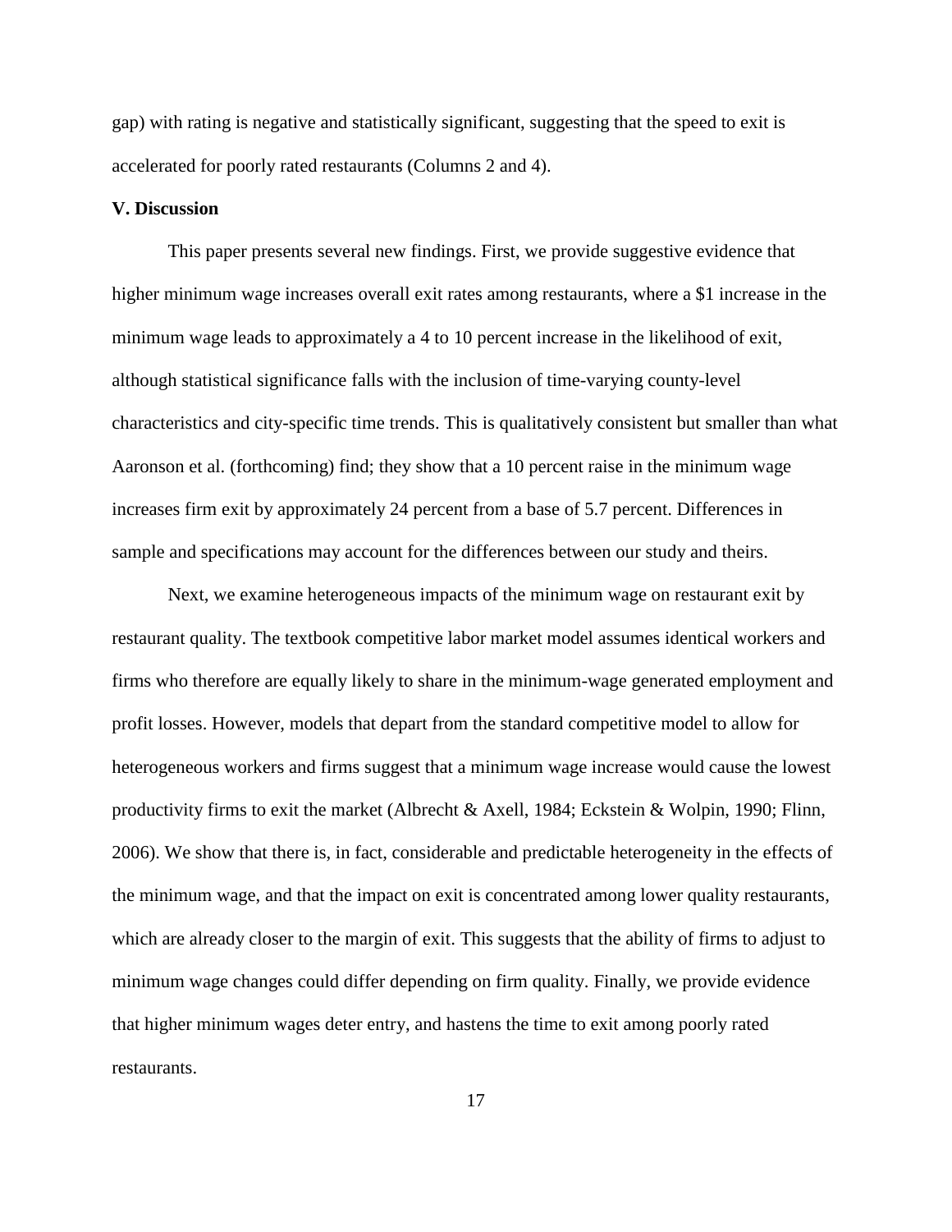gap) with rating is negative and statistically significant, suggesting that the speed to exit is accelerated for poorly rated restaurants (Columns 2 and 4).

## V. Discussion

This paper presents several new findings. First, we provide suggestive evidence that higher minimum wage increases overall exit rates among restaurants, where a $1 increase in the minimum wage leads to approximately a 4 to 10 percent increase in the likelihood of exit, although statistical significance falls with the inclusion of time-varying county-level characteristics and city-specific time trends. This is qualitatively consistent but smaller than what Aaronson et al. (forthcoming) find; they show that a 10 percent raise in the minimum wage increases firm exit by approximately 24 percent from a base of 5.7 percent. Differences in sample and specifications may account for the differences between our study and theirs.

Next, we examine heterogeneous impacts of the minimum wage on restaurant exit by restaurant quality. The textbook competitive labor market model assumes identical workers and firms who therefore are equally likely to share in the minimum-wage generated employment and profit losses. However, models that depart from the standard competitive model to allow for heterogeneous workers and firms suggest that a minimum wage increase would cause the lowest productivity firms to exit the market (Albrecht & Axell, 1984; Eckstein & Wolpin, 1990; Flinn, 2006). We show that there is, in fact, considerable and predictable heterogeneity in the effects of the minimum wage, and that the impact on exit is concentrated among lower quality restaurants, which are already closer to the margin of exit. This suggests that the ability of firms to adjust to minimum wage changes could differ depending on firm quality. Finally, we provide evidence that higher minimum wages deter entry, and hastens the time to exit among poorly rated restaurants.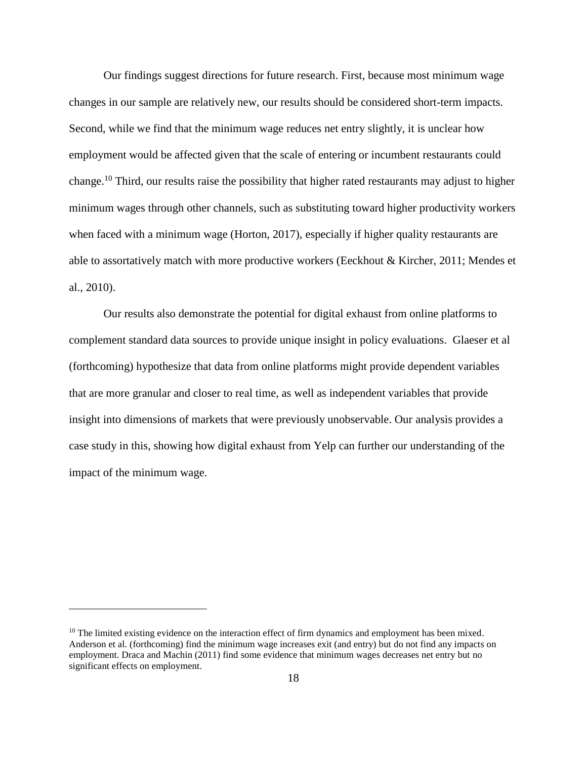Our findings suggest directions for future research. First, because most minimum wage changes in our sample are relatively new, our results should be considered short-term impacts. Second, while we find that the minimum wage reduces net entry slightly, it is unclear how employment would be affected given that the scale of entering or incumbent restaurants could change.[10] Third, our results raise the possibility that higher rated restaurants may adjust to higher minimum wages through other channels, such as substituting toward higher productivity workers when faced with a minimum wage (Horton, 2017), especially if higher quality restaurants are able to assortatively match with more productive workers (Eeckhout & Kircher, 2011; Mendes et al., 2010).

Our results also demonstrate the potential for digital exhaust from online platforms to complement standard data sources to provide unique insight in policy evaluations. Glaeser et al (forthcoming) hypothesize that data from online platforms might provide dependent variables that are more granular and closer to real time, as well as independent variables that provide insight into dimensions of markets that were previously unobservable. Our analysis provides a case study in this, showing how digital exhaust from Yelp can further our understanding of the impact of the minimum wage.

---

[10] The limited existing evidence on the interaction effect of firm dynamics and employment has been mixed. Anderson et al. (forthcoming) find the minimum wage increases exit (and entry) but do not find any impacts on employment. Draca and Machin (2011) find some evidence that minimum wages decreases net entry but no significant effects on employment.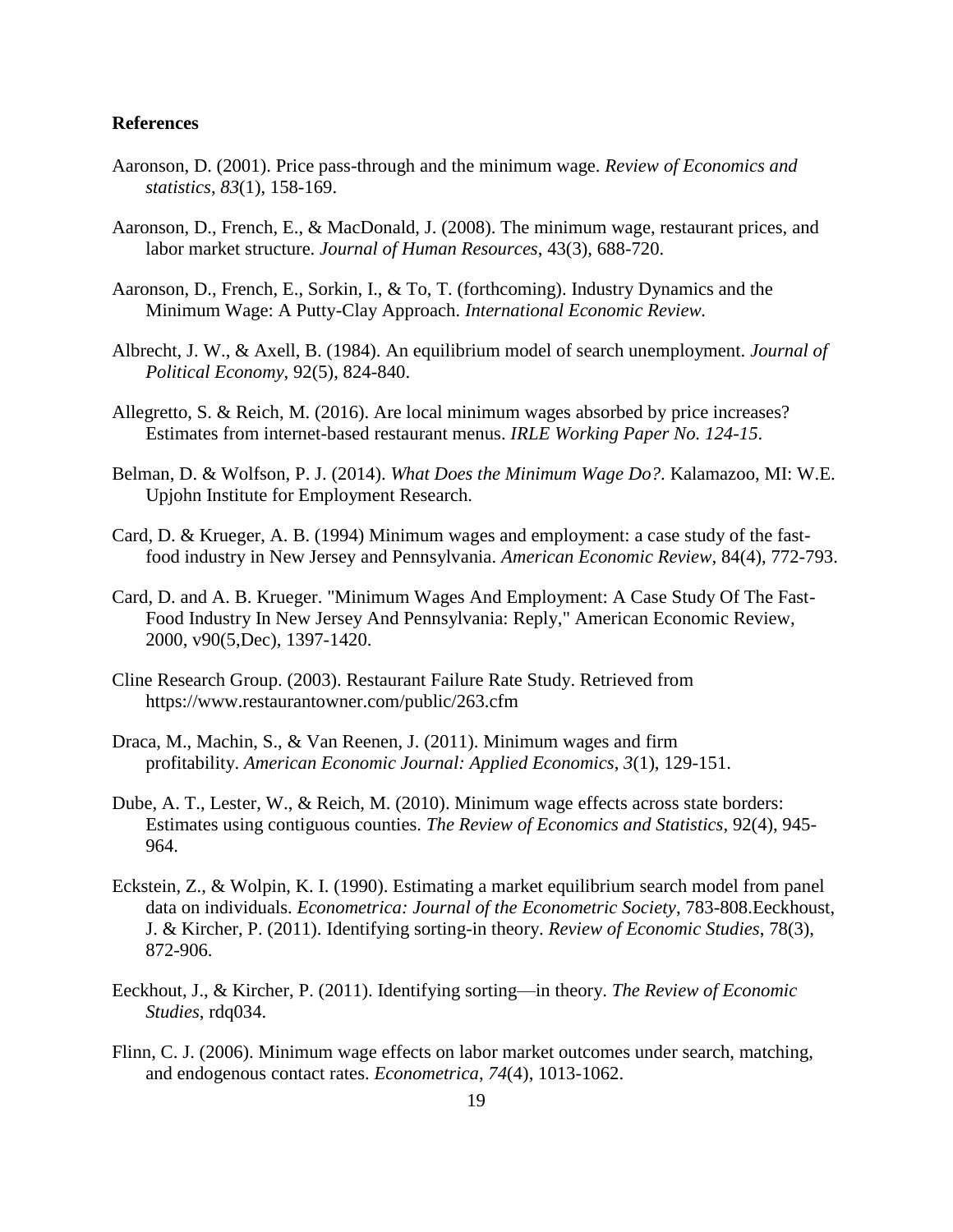**References**

Aaronson, D. (2001). Price pass-through and the minimum wage. *Review of Economics and statistics*, *83*(1), 158-169.

Aaronson, D., French, E., & MacDonald, J. (2008). The minimum wage, restaurant prices, and labor market structure. *Journal of Human Resources*, 43(3), 688-720.

Aaronson, D., French, E., Sorkin, I., & To, T. (forthcoming). Industry Dynamics and the Minimum Wage: A Putty-Clay Approach. *International Economic Review*.

Albrecht, J. W., & Axell, B. (1984). An equilibrium model of search unemployment. *Journal of Political Economy*, 92(5), 824-840.

Allegretto, S. & Reich, M. (2016). Are local minimum wages absorbed by price increases? Estimates from internet-based restaurant menus. *IRLE Working Paper No. 124-15*.

Belman, D. & Wolfson, P. J. (2014). *What Does the Minimum Wage Do?*. Kalamazoo, MI: W.E. Upjohn Institute for Employment Research.

Card, D. & Krueger, A. B. (1994) Minimum wages and employment: a case study of the fast-food industry in New Jersey and Pennsylvania. *American Economic Review*, 84(4), 772-793.

Card, D. and A. B. Krueger. "Minimum Wages And Employment: A Case Study Of The Fast-Food Industry In New Jersey And Pennsylvania: Reply," American Economic Review, 2000, v90(5,Dec), 1397-1420.

Cline Research Group. (2003). Restaurant Failure Rate Study. Retrieved from https://www.restaurantowner.com/public/263.cfm

Draca, M., Machin, S., & Van Reenen, J. (2011). Minimum wages and firm profitability. *American Economic Journal: Applied Economics*, *3*(1), 129-151.

Dube, A. T., Lester, W., & Reich, M. (2010). Minimum wage effects across state borders: Estimates using contiguous counties. *The Review of Economics and Statistics*, 92(4), 945-964.

Eckstein, Z., & Wolpin, K. I. (1990). Estimating a market equilibrium search model from panel data on individuals. *Econometrica: Journal of the Econometric Society*, 783-808.Eeckhoust, J. & Kircher, P. (2011). Identifying sorting-in theory. *Review of Economic Studies*, 78(3), 872-906.

Eeckhout, J., & Kircher, P. (2011). Identifying sorting—in theory. *The Review of Economic Studies*, rdq034.

Flinn, C. J. (2006). Minimum wage effects on labor market outcomes under search, matching, and endogenous contact rates. *Econometrica*, *74*(4), 1013-1062.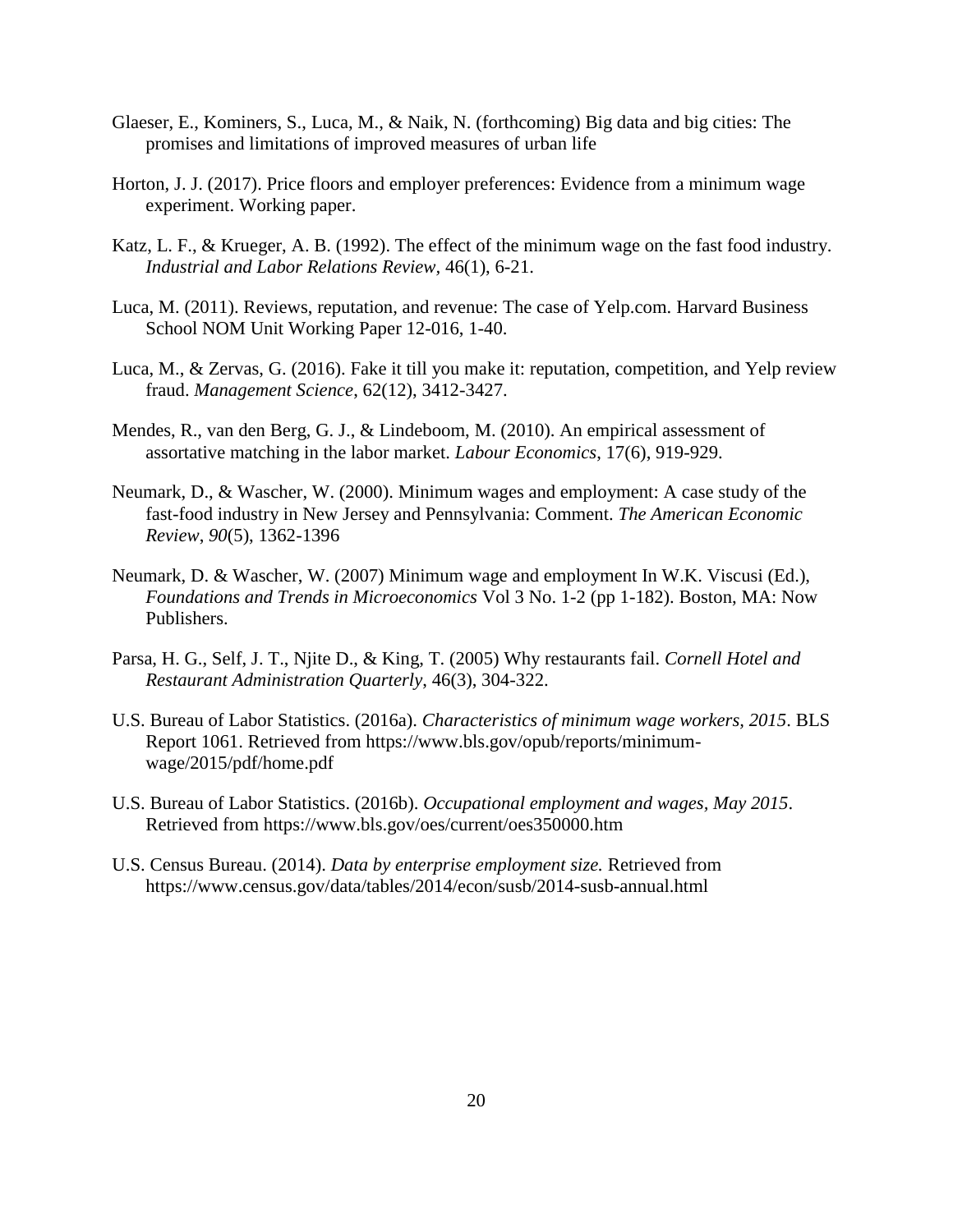Glaeser, E., Kominers, S., Luca, M., & Naik, N. (forthcoming) Big data and big cities: The promises and limitations of improved measures of urban life

Horton, J. J. (2017). Price floors and employer preferences: Evidence from a minimum wage experiment. Working paper.

Katz, L. F., & Krueger, A. B. (1992). The effect of the minimum wage on the fast food industry. *Industrial and Labor Relations Review*, 46(1), 6-21.

Luca, M. (2011). Reviews, reputation, and revenue: The case of Yelp.com. Harvard Business School NOM Unit Working Paper 12-016, 1-40.

Luca, M., & Zervas, G. (2016). Fake it till you make it: reputation, competition, and Yelp review fraud. *Management Science*, 62(12), 3412-3427.

Mendes, R., van den Berg, G. J., & Lindeboom, M. (2010). An empirical assessment of assortative matching in the labor market. *Labour Economics*, 17(6), 919-929.

Neumark, D., & Wascher, W. (2000). Minimum wages and employment: A case study of the fast-food industry in New Jersey and Pennsylvania: Comment. *The American Economic Review*, *90*(5), 1362-1396

Neumark, D. & Wascher, W. (2007) Minimum wage and employment In W.K. Viscusi (Ed.), *Foundations and Trends in Microeconomics* Vol 3 No. 1-2 (pp 1-182). Boston, MA: Now Publishers.

Parsa, H. G., Self, J. T., Njite D., & King, T. (2005) Why restaurants fail. *Cornell Hotel and Restaurant Administration Quarterly*, 46(3), 304-322.

U.S. Bureau of Labor Statistics. (2016a). *Characteristics of minimum wage workers, 2015*. BLS Report 1061. Retrieved from https://www.bls.gov/opub/reports/minimum-wage/2015/pdf/home.pdf

U.S. Bureau of Labor Statistics. (2016b). *Occupational employment and wages, May 2015*. Retrieved from https://www.bls.gov/oes/current/oes350000.htm

U.S. Census Bureau. (2014). *Data by enterprise employment size.* Retrieved from https://www.census.gov/data/tables/2014/econ/susb/2014-susb-annual.html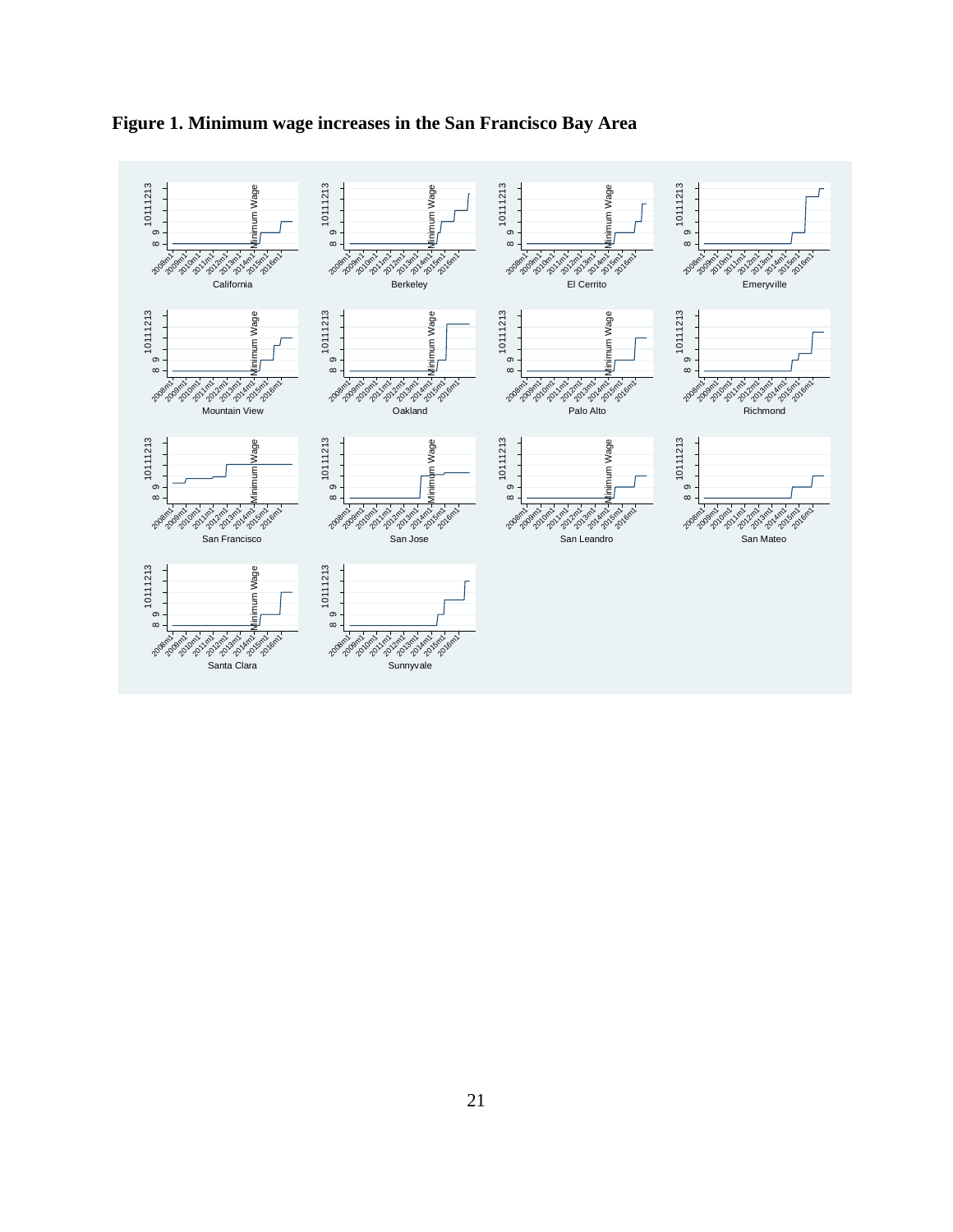**Figure 1. Minimum wage increases in the San Francisco Bay Area**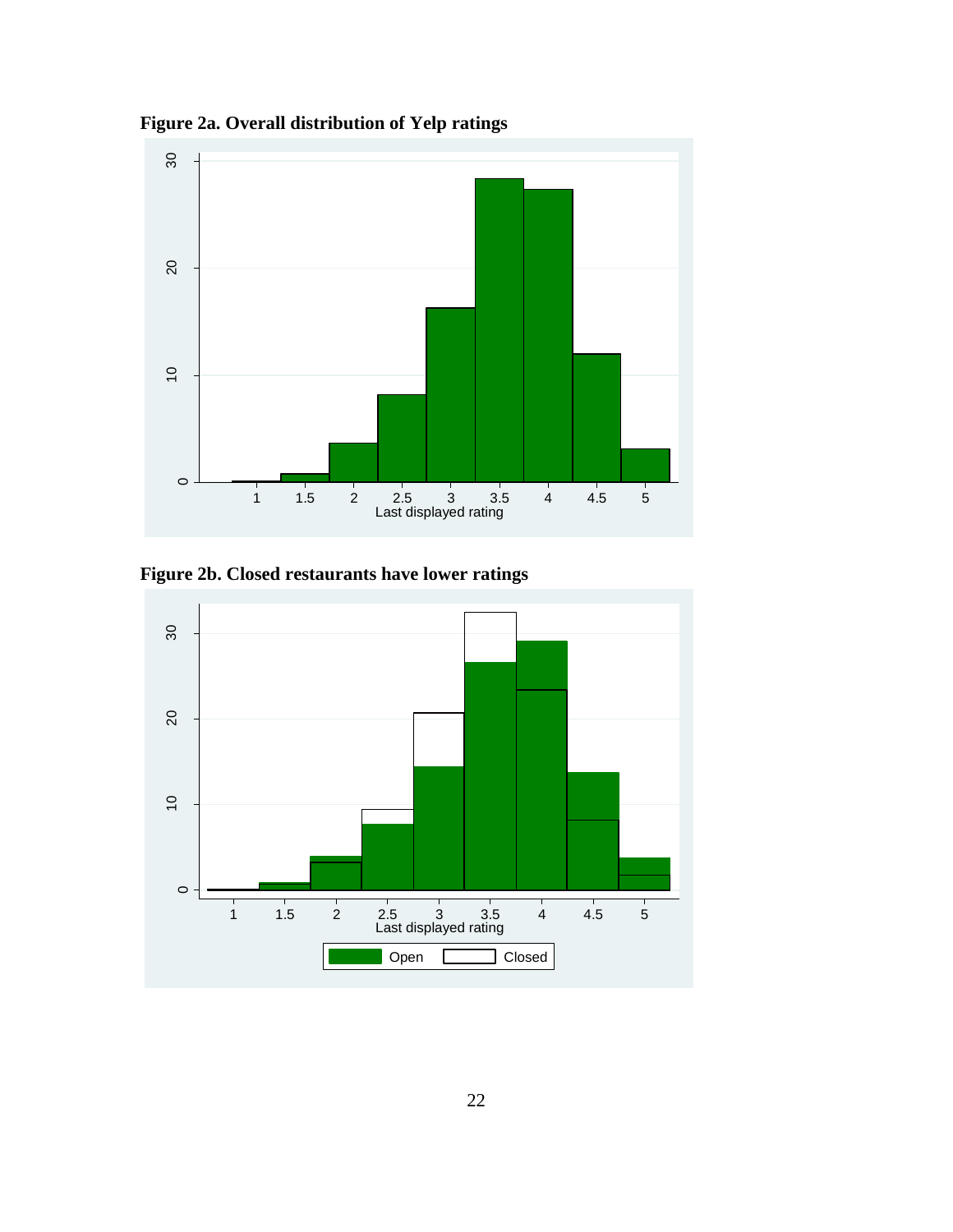**Figure 2a. Overall distribution of Yelp ratings**

**Figure 2b. Closed restaurants have lower ratings**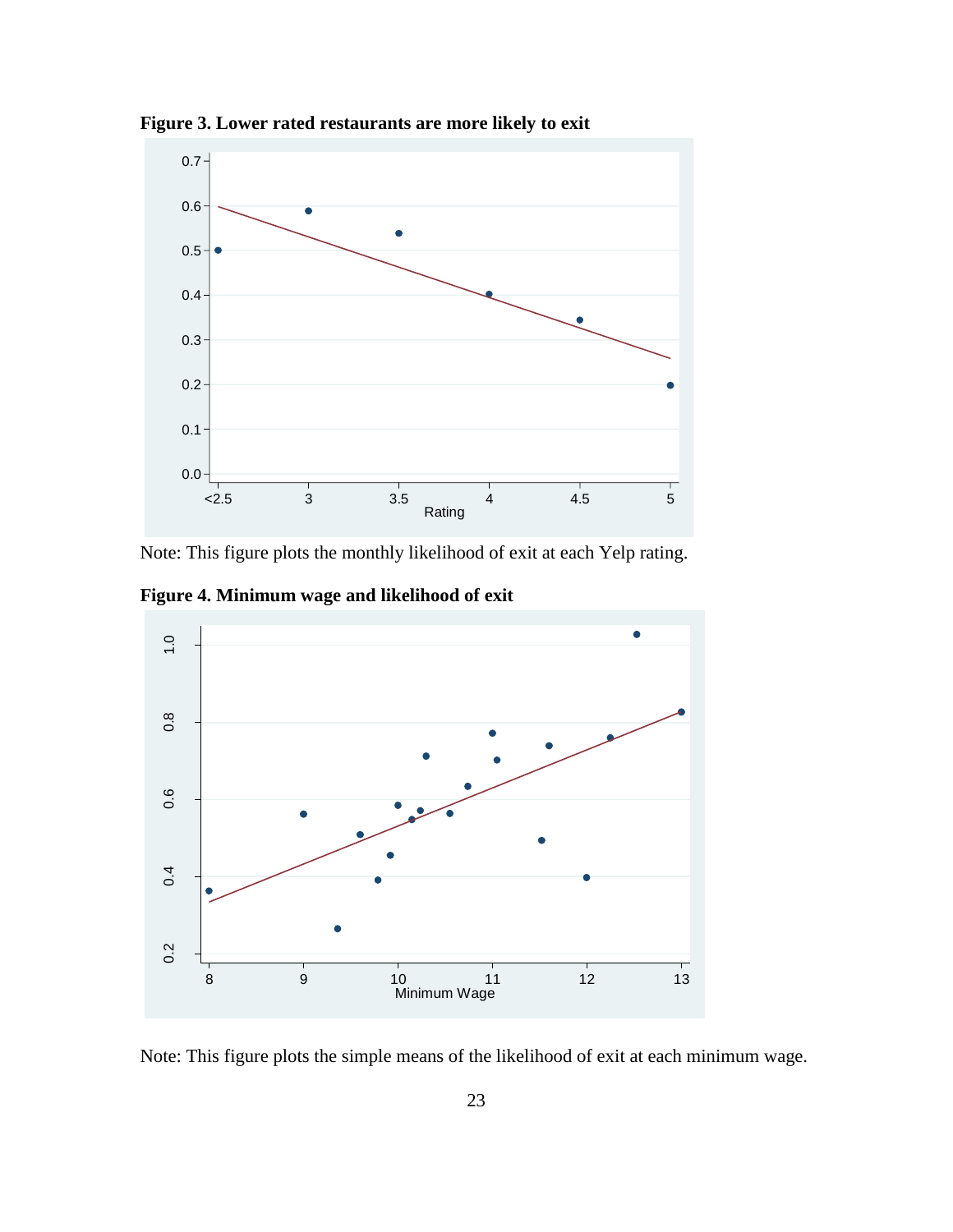**Figure 3. Lower rated restaurants are more likely to exit**

Note: This figure plots the monthly likelihood of exit at each Yelp rating.

**Figure 4. Minimum wage and likelihood of exit**

Note: This figure plots the simple means of the likelihood of exit at each minimum wage.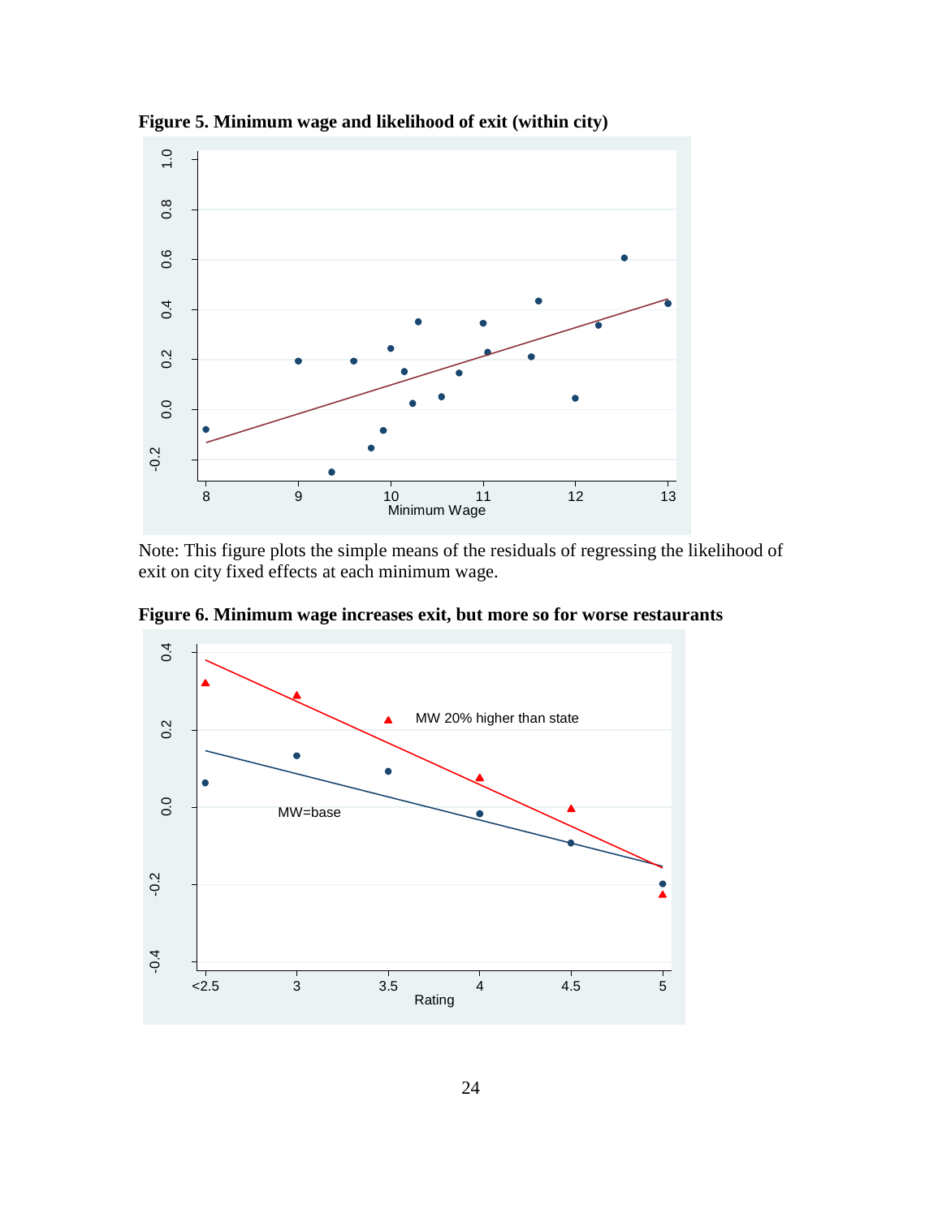**Figure 5. Minimum wage and likelihood of exit (within city)**

Note: This figure plots the simple means of the residuals of regressing the likelihood of exit on city fixed effects at each minimum wage.

**Figure 6. Minimum wage increases exit, but more so for worse restaurants**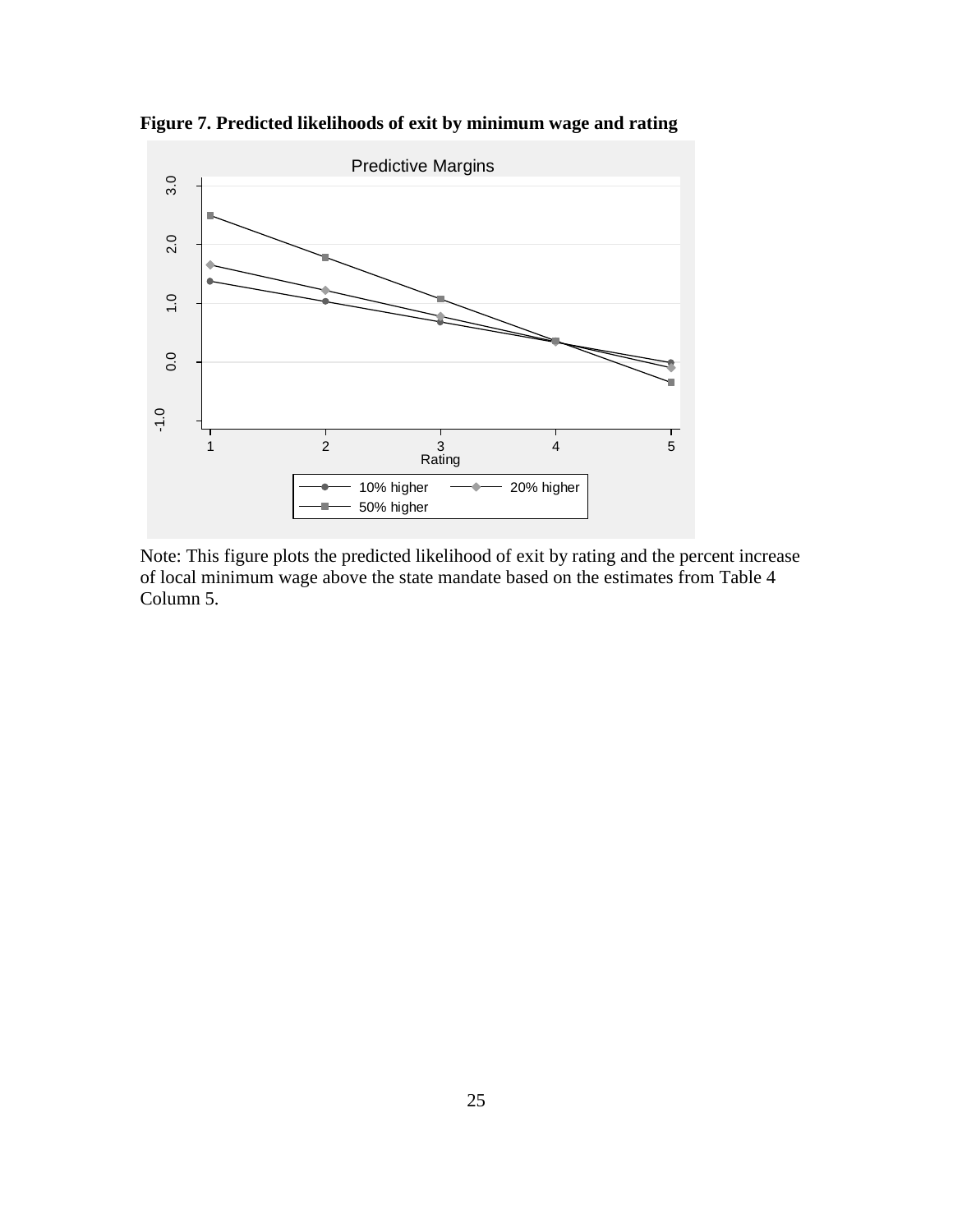**Figure 7. Predicted likelihoods of exit by minimum wage and rating**

Note: This figure plots the predicted likelihood of exit by rating and the percent increase of local minimum wage above the state mandate based on the estimates from Table 4 Column 5.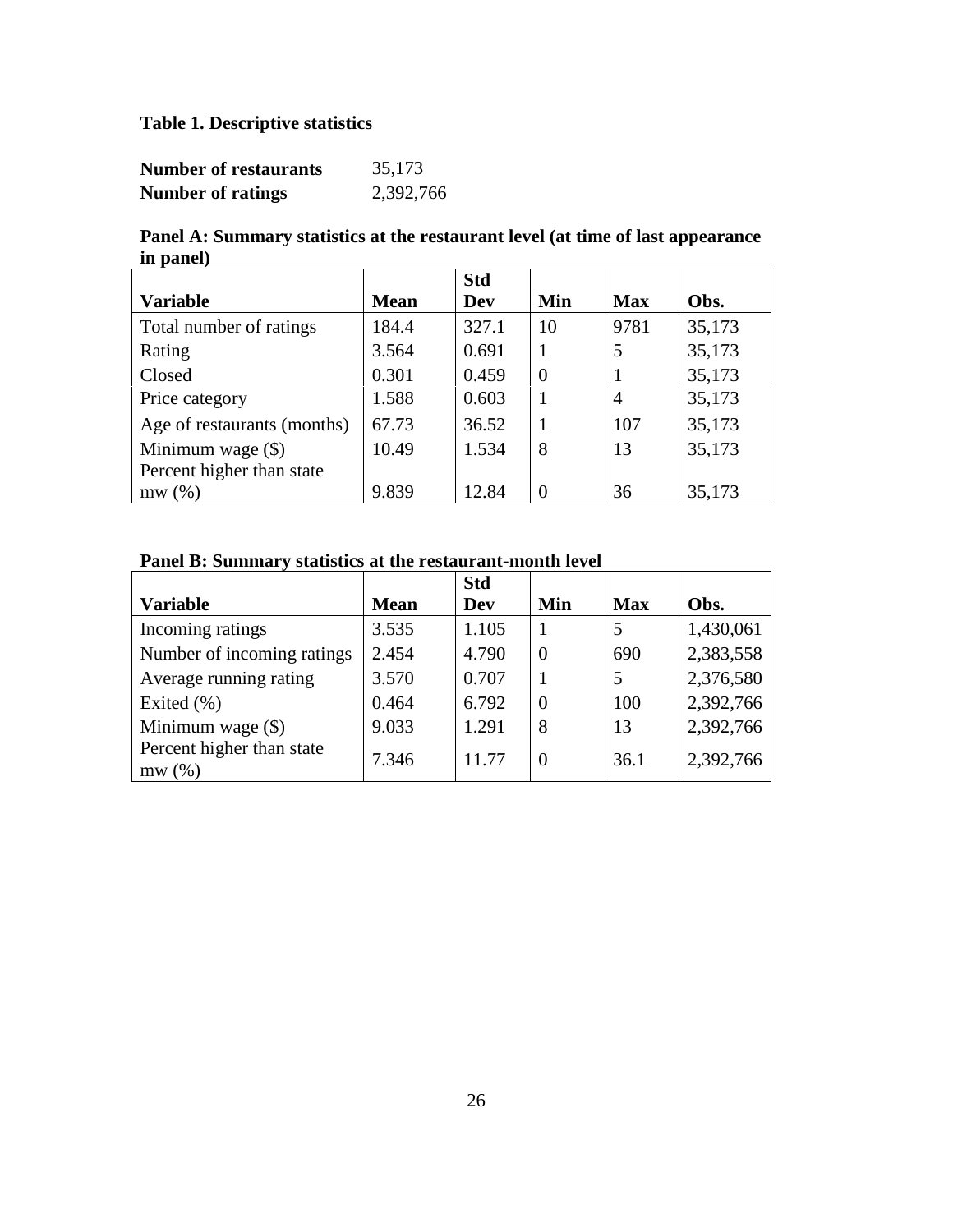**Table 1. Descriptive statistics**

| | |
|---|---|
| **Number of restaurants** | 35,173 |
| **Number of ratings** | 2,392,766 |

**Panel A: Summary statistics at the restaurant level (at time of last appearance in panel)**

| Variable | Mean | Std Dev | Min | Max | Obs. |
|---|---|---|---|---|---|
| Total number of ratings | 184.4 | 327.1 | 10 | 9781 | 35,173 |
| Rating | 3.564 | 0.691 | 1 | 5 | 35,173 |
| Closed | 0.301 | 0.459 | 0 | 1 | 35,173 |
| Price category | 1.588 | 0.603 | 1 | 4 | 35,173 |
| Age of restaurants (months) | 67.73 | 36.52 | 1 | 107 | 35,173 |
| Minimum wage ($) | 10.49 | 1.534 | 8 | 13 | 35,173 |
| Percent higher than state mw (%) | 9.839 | 12.84 | 0 | 36 | 35,173 |

**Panel B: Summary statistics at the restaurant-month level**

| Variable | Mean | Std Dev | Min | Max | Obs. |
|---|---|---|---|---|---|
| Incoming ratings | 3.535 | 1.105 | 1 | 5 | 1,430,061 |
| Number of incoming ratings | 2.454 | 4.790 | 0 | 690 | 2,383,558 |
| Average running rating | 3.570 | 0.707 | 1 | 5 | 2,376,580 |
| Exited (%) | 0.464 | 6.792 | 0 | 100 | 2,392,766 |
| Minimum wage ($) | 9.033 | 1.291 | 8 | 13 | 2,392,766 |
| Percent higher than state mw (%) | 7.346 | 11.77 | 0 | 36.1 | 2,392,766 |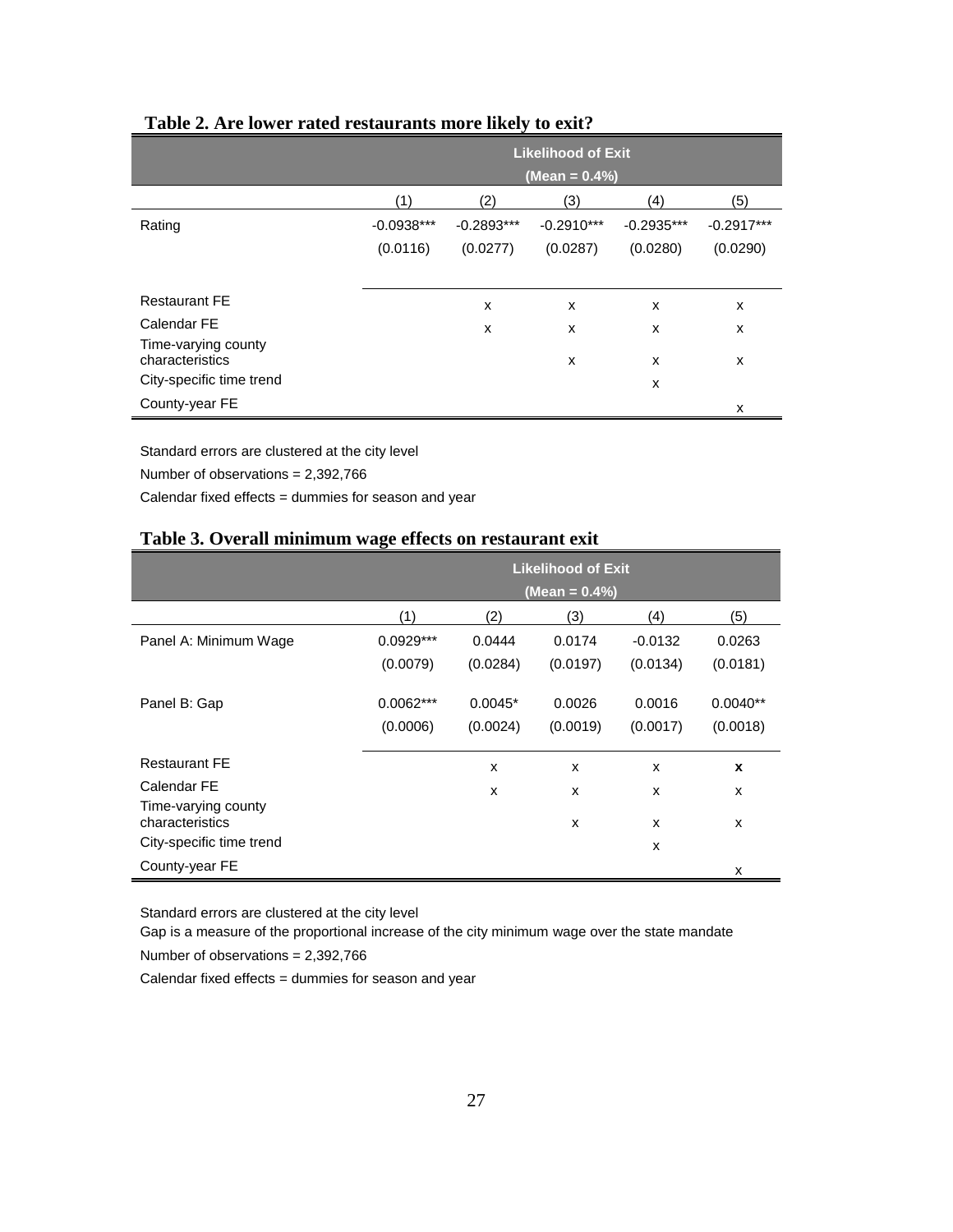**Table 2. Are lower rated restaurants more likely to exit?**

| | Likelihood of Exit (Mean = 0.4%) | | | | |
|---|---|---|---|---|---|
| | (1) | (2) | (3) | (4) | (5) |
| Rating | -0.0938*** | -0.2893*** | -0.2910*** | -0.2935*** | -0.2917*** |
| | (0.0116) | (0.0277) | (0.0287) | (0.0280) | (0.0290) |
| Restaurant FE | | x | x | x | x |
| Calendar FE | | x | x | x | x |
| Time-varying county characteristics | | | x | x | x |
| City-specific time trend | | | | x | |
| County-year FE | | | | | x |

Standard errors are clustered at the city level

Number of observations = 2,392,766

Calendar fixed effects = dummies for season and year

**Table 3. Overall minimum wage effects on restaurant exit**

| | Likelihood of Exit (Mean = 0.4%) | | | | |
|---|---|---|---|---|---|
| | (1) | (2) | (3) | (4) | (5) |
| Panel A: Minimum Wage | 0.0929*** | 0.0444 | 0.0174 | -0.0132 | 0.0263 |
| | (0.0079) | (0.0284) | (0.0197) | (0.0134) | (0.0181) |
| Panel B: Gap | 0.0062*** | 0.0045* | 0.0026 | 0.0016 | 0.0040** |
| | (0.0006) | (0.0024) | (0.0019) | (0.0017) | (0.0018) |
| Restaurant FE | | x | x | x | **x** |
| Calendar FE | | x | x | x | x |
| Time-varying county characteristics | | | x | x | x |
| City-specific time trend | | | | x | |
| County-year FE | | | | | x |

Standard errors are clustered at the city level

Gap is a measure of the proportional increase of the city minimum wage over the state mandate

Number of observations = 2,392,766

Calendar fixed effects = dummies for season and year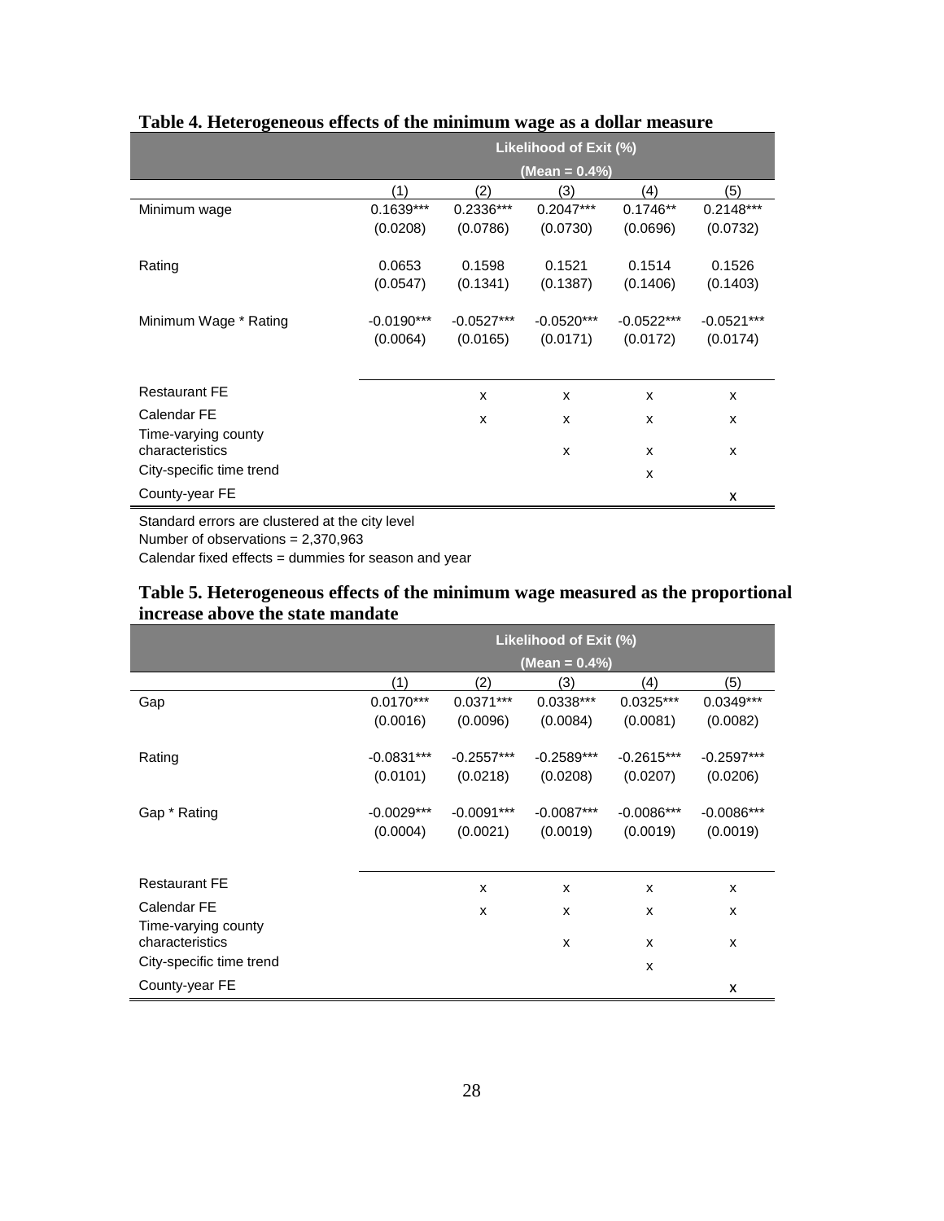**Table 4. Heterogeneous effects of the minimum wage as a dollar measure**

| | Likelihood of Exit (%) (Mean = 0.4%) | | | | |
|---|---|---|---|---|---|
| | (1) | (2) | (3) | (4) | (5) |
| Minimum wage | 0.1639*** | 0.2336*** | 0.2047*** | 0.1746** | 0.2148*** |
| | (0.0208) | (0.0786) | (0.0730) | (0.0696) | (0.0732) |
| Rating | 0.0653 | 0.1598 | 0.1521 | 0.1514 | 0.1526 |
| | (0.0547) | (0.1341) | (0.1387) | (0.1406) | (0.1403) |
| Minimum Wage * Rating | -0.0190*** | -0.0527*** | -0.0520*** | -0.0522*** | -0.0521*** |
| | (0.0064) | (0.0165) | (0.0171) | (0.0172) | (0.0174) |
| Restaurant FE | | x | x | x | x |
| Calendar FE | | x | x | x | x |
| Time-varying county characteristics | | | x | x | x |
| City-specific time trend | | | | x | |
| County-year FE | | | | | x |

Standard errors are clustered at the city level
Number of observations = 2,370,963
Calendar fixed effects = dummies for season and year

**Table 5. Heterogeneous effects of the minimum wage measured as the proportional increase above the state mandate**

| | Likelihood of Exit (%) (Mean = 0.4%) | | | | |
|---|---|---|---|---|---|
| | (1) | (2) | (3) | (4) | (5) |
| Gap | 0.0170*** | 0.0371*** | 0.0338*** | 0.0325*** | 0.0349*** |
| | (0.0016) | (0.0096) | (0.0084) | (0.0081) | (0.0082) |
| Rating | -0.0831*** | -0.2557*** | -0.2589*** | -0.2615*** | -0.2597*** |
| | (0.0101) | (0.0218) | (0.0208) | (0.0207) | (0.0206) |
| Gap * Rating | -0.0029*** | -0.0091*** | -0.0087*** | -0.0086*** | -0.0086*** |
| | (0.0004) | (0.0021) | (0.0019) | (0.0019) | (0.0019) |
| Restaurant FE | | x | x | x | x |
| Calendar FE | | x | x | x | x |
| Time-varying county characteristics | | | x | x | x |
| City-specific time trend | | | | x | |
| County-year FE | | | | | x |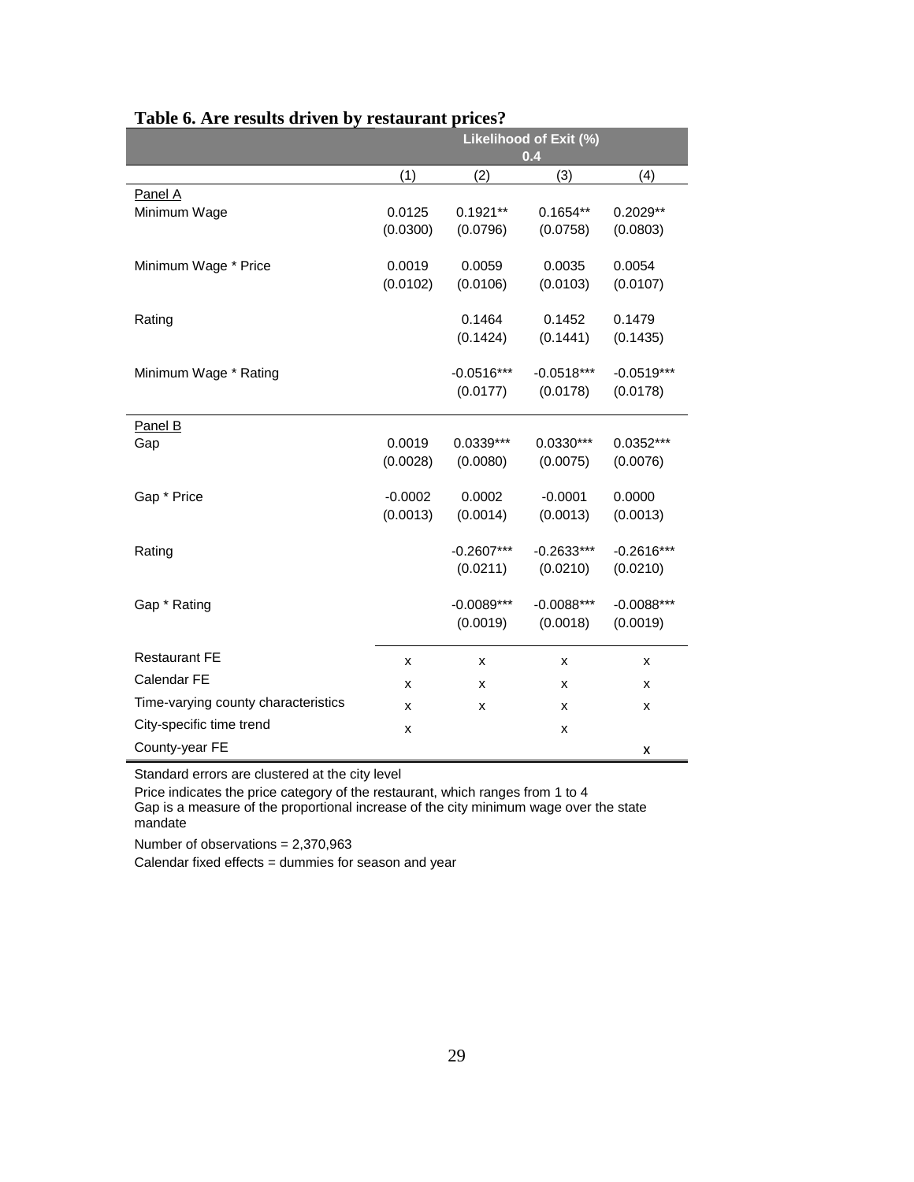**Table 6. Are results driven by restaurant prices?**

| | Likelihood of Exit (%) 0.4 | | | |
|---|---|---|---|---|
| | (1) | (2) | (3) | (4) |
| Panel A | | | | |
| Minimum Wage | 0.0125 | 0.1921** | 0.1654** | 0.2029** |
| | (0.0300) | (0.0796) | (0.0758) | (0.0803) |
| Minimum Wage * Price | 0.0019 | 0.0059 | 0.0035 | 0.0054 |
| | (0.0102) | (0.0106) | (0.0103) | (0.0107) |
| Rating | | 0.1464 | 0.1452 | 0.1479 |
| | | (0.1424) | (0.1441) | (0.1435) |
| Minimum Wage * Rating | | -0.0516*** | -0.0518*** | -0.0519*** |
| | | (0.0177) | (0.0178) | (0.0178) |
| Panel B | | | | |
| Gap | 0.0019 | 0.0339*** | 0.0330*** | 0.0352*** |
| | (0.0028) | (0.0080) | (0.0075) | (0.0076) |
| Gap * Price | -0.0002 | 0.0002 | -0.0001 | 0.0000 |
| | (0.0013) | (0.0014) | (0.0013) | (0.0013) |
| Rating | | -0.2607*** | -0.2633*** | -0.2616*** |
| | | (0.0211) | (0.0210) | (0.0210) |
| Gap * Rating | | -0.0089*** | -0.0088*** | -0.0088*** |
| | | (0.0019) | (0.0018) | (0.0019) |
| Restaurant FE | x | x | x | x |
| Calendar FE | x | x | x | x |
| Time-varying county characteristics | x | x | x | x |
| City-specific time trend | x | | x | |
| County-year FE | | | | x |

Standard errors are clustered at the city level

Price indicates the price category of the restaurant, which ranges from 1 to 4

Gap is a measure of the proportional increase of the city minimum wage over the state mandate

Number of observations = 2,370,963

Calendar fixed effects = dummies for season and year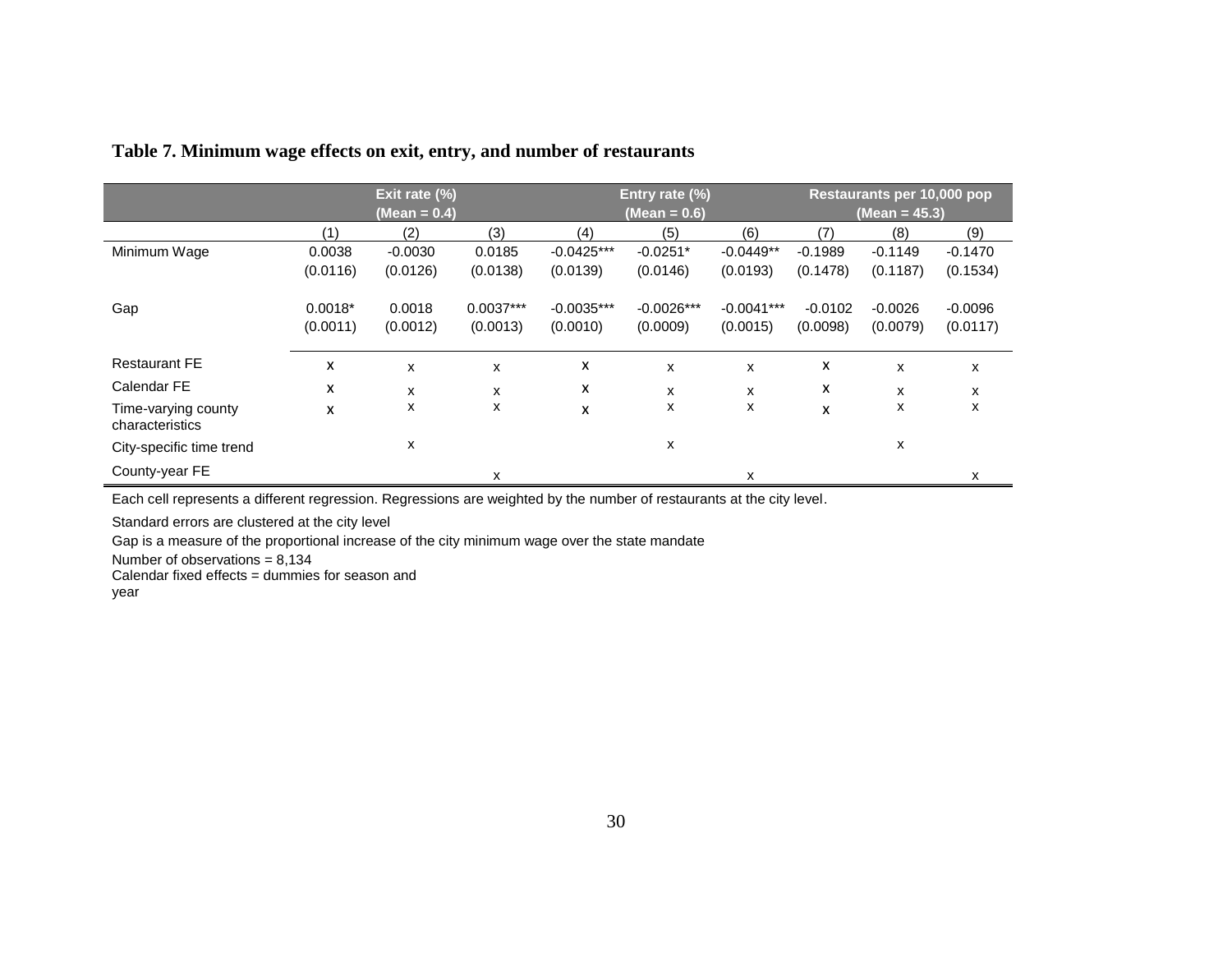**Table 7. Minimum wage effects on exit, entry, and number of restaurants**

| | Exit rate (%) (Mean = 0.4) | | | Entry rate (%) (Mean = 0.6) | | | Restaurants per 10,000 pop (Mean = 45.3) | | |
|---|---|---|---|---|---|---|---|---|---|
| | (1) | (2) | (3) | (4) | (5) | (6) | (7) | (8) | (9) |
| Minimum Wage | 0.0038 | -0.0030 | 0.0185 | -0.0425*** | -0.0251* | -0.0449** | -0.1989 | -0.1149 | -0.1470 |
| | (0.0116) | (0.0126) | (0.0138) | (0.0139) | (0.0146) | (0.0193) | (0.1478) | (0.1187) | (0.1534) |
| Gap | 0.0018* | 0.0018 | 0.0037*** | -0.0035*** | -0.0026*** | -0.0041*** | -0.0102 | -0.0026 | -0.0096 |
| | (0.0011) | (0.0012) | (0.0013) | (0.0010) | (0.0009) | (0.0015) | (0.0098) | (0.0079) | (0.0117) |
| Restaurant FE | x | x | x | x | x | x | x | x | x |
| Calendar FE | x | x | x | x | x | x | x | x | x |
| Time-varying county characteristics | x | x | x | x | x | x | x | x | x |
| City-specific time trend | | x | | | x | | | x | |
| County-year FE | | | x | | | x | | | x |

Each cell represents a different regression. Regressions are weighted by the number of restaurants at the city level.

Standard errors are clustered at the city level

Gap is a measure of the proportional increase of the city minimum wage over the state mandate

Number of observations = 8,134

Calendar fixed effects = dummies for season and year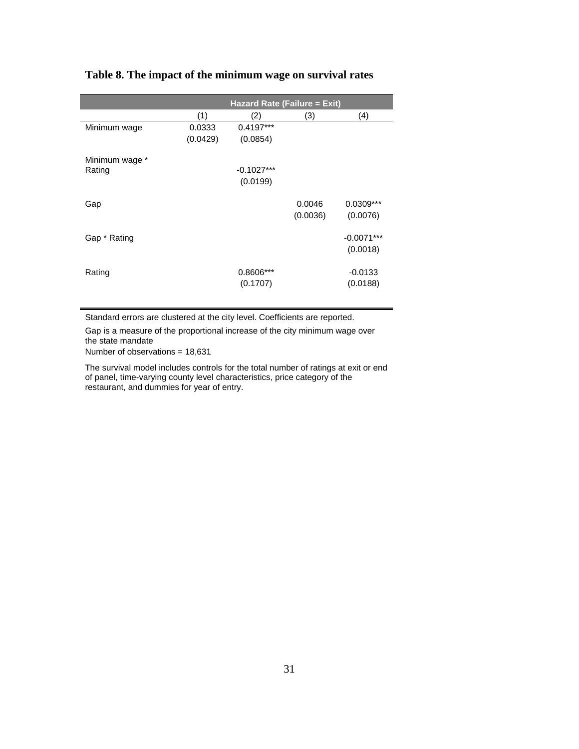## Table 8. The impact of the minimum wage on survival rates

| | Hazard Rate (Failure = Exit) | | | |
|---|---|---|---|---|
| | (1) | (2) | (3) | (4) |
| Minimum wage | 0.0333 | 0.4197*** | | |
| | (0.0429) | (0.0854) | | |
| Minimum wage * Rating | | -0.1027*** | | |
| | | (0.0199) | | |
| Gap | | | 0.0046 | 0.0309*** |
| | | | (0.0036) | (0.0076) |
| Gap * Rating | | | | -0.0071*** |
| | | | | (0.0018) |
| Rating | | 0.8606*** | | -0.0133 |
| | | (0.1707) | | (0.0188) |

Standard errors are clustered at the city level. Coefficients are reported.

Gap is a measure of the proportional increase of the city minimum wage over the state mandate

Number of observations = 18,631

The survival model includes controls for the total number of ratings at exit or end of panel, time-varying county level characteristics, price category of the restaurant, and dummies for year of entry.